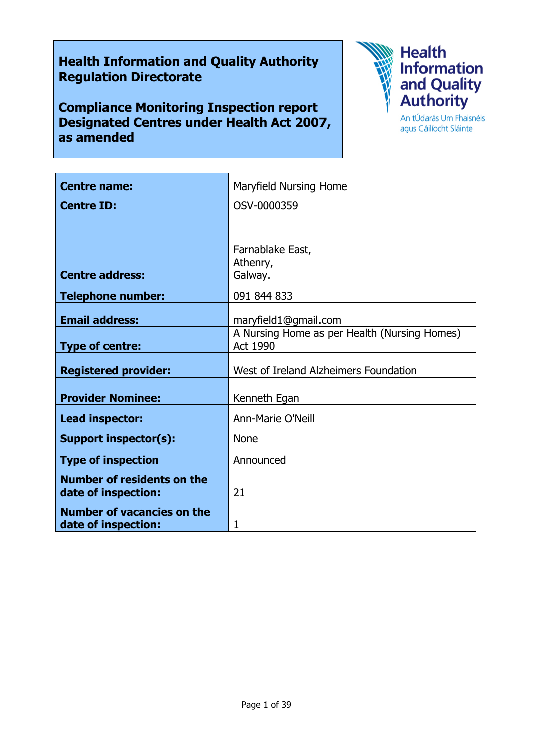**Health Information and Quality Authority**
**Regulation Directorate**

**Compliance Monitoring Inspection report**
**Designated Centres under Health Act 2007, as amended**

Health Information and Quality Authority
An tÚdarás Um Fhaisnéis agus Cáilíocht Sláinte

| **Centre name:** | Maryfield Nursing Home |
|---|---|
| **Centre ID:** | OSV-0000359 |
| **Centre address:** | Farnablake East,<br>Athenry,<br>Galway. |
| **Telephone number:** | 091 844 833 |
| **Email address:** | maryfield1@gmail.com |
| **Type of centre:** | A Nursing Home as per Health (Nursing Homes) Act 1990 |
| **Registered provider:** | West of Ireland Alzheimers Foundation |
| **Provider Nominee:** | Kenneth Egan |
| **Lead inspector:** | Ann-Marie O'Neill |
| **Support inspector(s):** | None |
| **Type of inspection** | Announced |
| **Number of residents on the date of inspection:** | 21 |
| **Number of vacancies on the date of inspection:** | 1 |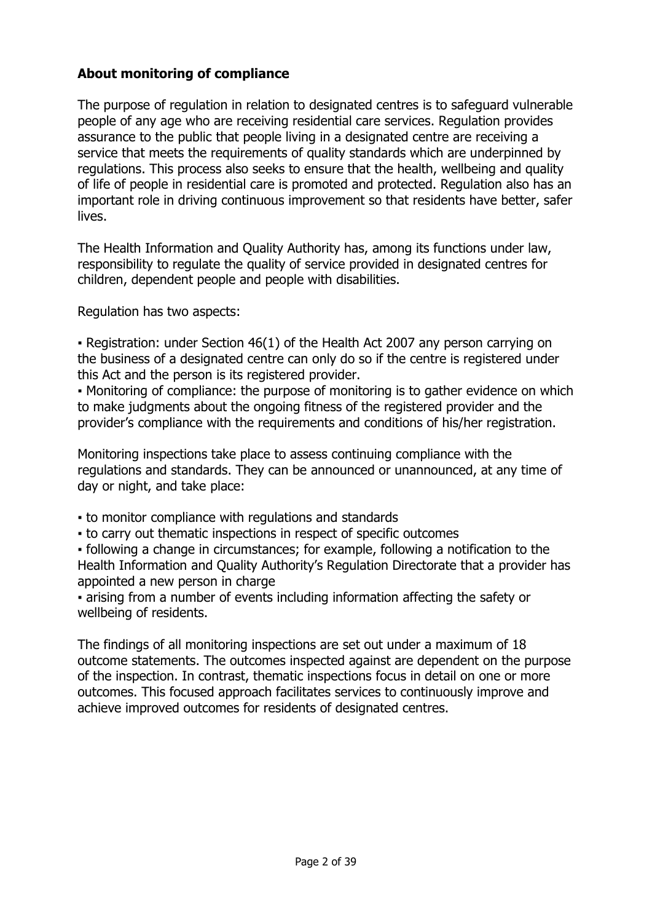## About monitoring of compliance

The purpose of regulation in relation to designated centres is to safeguard vulnerable people of any age who are receiving residential care services. Regulation provides assurance to the public that people living in a designated centre are receiving a service that meets the requirements of quality standards which are underpinned by regulations. This process also seeks to ensure that the health, wellbeing and quality of life of people in residential care is promoted and protected. Regulation also has an important role in driving continuous improvement so that residents have better, safer lives.

The Health Information and Quality Authority has, among its functions under law, responsibility to regulate the quality of service provided in designated centres for children, dependent people and people with disabilities.

Regulation has two aspects:

- Registration: under Section 46(1) of the Health Act 2007 any person carrying on the business of a designated centre can only do so if the centre is registered under this Act and the person is its registered provider.
- Monitoring of compliance: the purpose of monitoring is to gather evidence on which to make judgments about the ongoing fitness of the registered provider and the provider's compliance with the requirements and conditions of his/her registration.

Monitoring inspections take place to assess continuing compliance with the regulations and standards. They can be announced or unannounced, at any time of day or night, and take place:

- to monitor compliance with regulations and standards
- to carry out thematic inspections in respect of specific outcomes
- following a change in circumstances; for example, following a notification to the Health Information and Quality Authority's Regulation Directorate that a provider has appointed a new person in charge
- arising from a number of events including information affecting the safety or wellbeing of residents.

The findings of all monitoring inspections are set out under a maximum of 18 outcome statements. The outcomes inspected against are dependent on the purpose of the inspection. In contrast, thematic inspections focus in detail on one or more outcomes. This focused approach facilitates services to continuously improve and achieve improved outcomes for residents of designated centres.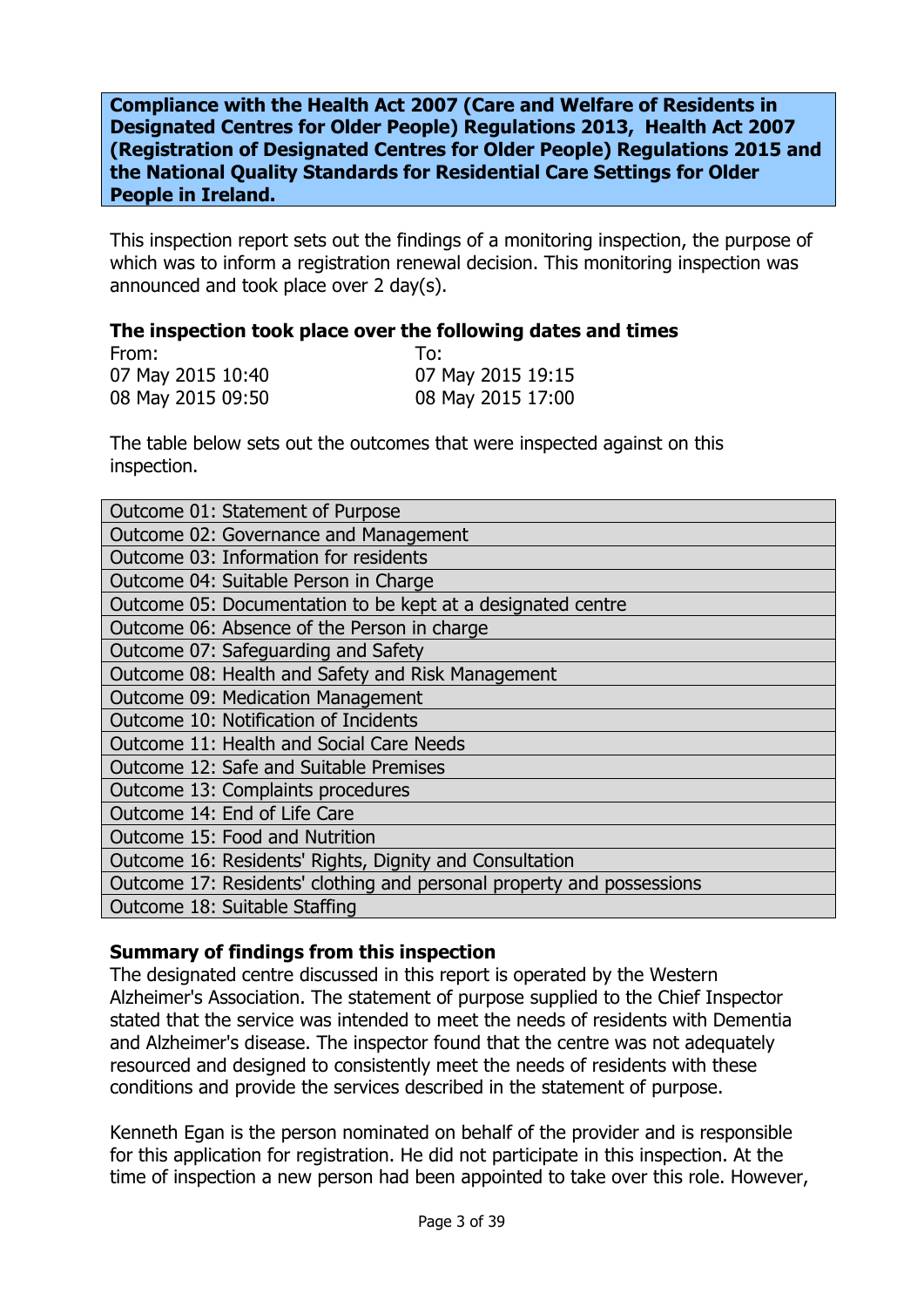**Compliance with the Health Act 2007 (Care and Welfare of Residents in Designated Centres for Older People) Regulations 2013, Health Act 2007 (Registration of Designated Centres for Older People) Regulations 2015 and the National Quality Standards for Residential Care Settings for Older People in Ireland.**

This inspection report sets out the findings of a monitoring inspection, the purpose of which was to inform a registration renewal decision. This monitoring inspection was announced and took place over 2 day(s).

**The inspection took place over the following dates and times**

| From: | To: |
|---|---|
| 07 May 2015 10:40 | 07 May 2015 19:15 |
| 08 May 2015 09:50 | 08 May 2015 17:00 |

The table below sets out the outcomes that were inspected against on this inspection.

| |
|---|
| Outcome 01: Statement of Purpose |
| Outcome 02: Governance and Management |
| Outcome 03: Information for residents |
| Outcome 04: Suitable Person in Charge |
| Outcome 05: Documentation to be kept at a designated centre |
| Outcome 06: Absence of the Person in charge |
| Outcome 07: Safeguarding and Safety |
| Outcome 08: Health and Safety and Risk Management |
| Outcome 09: Medication Management |
| Outcome 10: Notification of Incidents |
| Outcome 11: Health and Social Care Needs |
| Outcome 12: Safe and Suitable Premises |
| Outcome 13: Complaints procedures |
| Outcome 14: End of Life Care |
| Outcome 15: Food and Nutrition |
| Outcome 16: Residents' Rights, Dignity and Consultation |
| Outcome 17: Residents' clothing and personal property and possessions |
| Outcome 18: Suitable Staffing |

**Summary of findings from this inspection**

The designated centre discussed in this report is operated by the Western Alzheimer's Association. The statement of purpose supplied to the Chief Inspector stated that the service was intended to meet the needs of residents with Dementia and Alzheimer's disease. The inspector found that the centre was not adequately resourced and designed to consistently meet the needs of residents with these conditions and provide the services described in the statement of purpose.

Kenneth Egan is the person nominated on behalf of the provider and is responsible for this application for registration. He did not participate in this inspection. At the time of inspection a new person had been appointed to take over this role. However,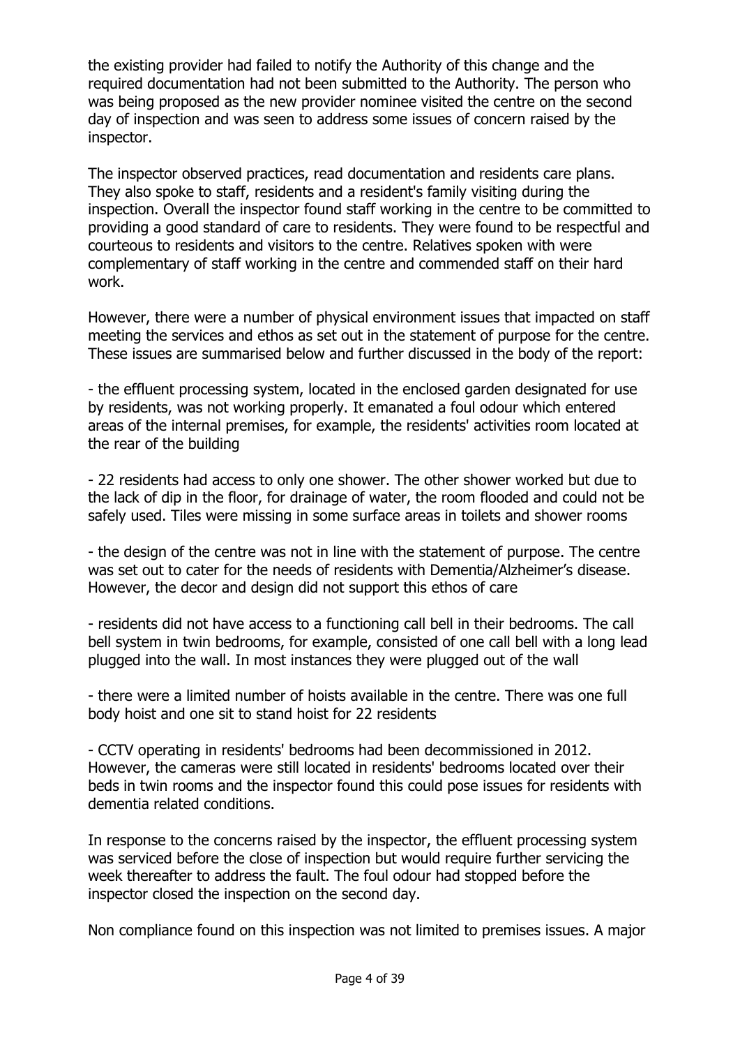the existing provider had failed to notify the Authority of this change and the required documentation had not been submitted to the Authority. The person who was being proposed as the new provider nominee visited the centre on the second day of inspection and was seen to address some issues of concern raised by the inspector.

The inspector observed practices, read documentation and residents care plans. They also spoke to staff, residents and a resident's family visiting during the inspection. Overall the inspector found staff working in the centre to be committed to providing a good standard of care to residents. They were found to be respectful and courteous to residents and visitors to the centre. Relatives spoken with were complementary of staff working in the centre and commended staff on their hard work.

However, there were a number of physical environment issues that impacted on staff meeting the services and ethos as set out in the statement of purpose for the centre. These issues are summarised below and further discussed in the body of the report:

- the effluent processing system, located in the enclosed garden designated for use by residents, was not working properly. It emanated a foul odour which entered areas of the internal premises, for example, the residents' activities room located at the rear of the building

- 22 residents had access to only one shower. The other shower worked but due to the lack of dip in the floor, for drainage of water, the room flooded and could not be safely used. Tiles were missing in some surface areas in toilets and shower rooms

- the design of the centre was not in line with the statement of purpose. The centre was set out to cater for the needs of residents with Dementia/Alzheimer's disease. However, the decor and design did not support this ethos of care

- residents did not have access to a functioning call bell in their bedrooms. The call bell system in twin bedrooms, for example, consisted of one call bell with a long lead plugged into the wall. In most instances they were plugged out of the wall

- there were a limited number of hoists available in the centre. There was one full body hoist and one sit to stand hoist for 22 residents

- CCTV operating in residents' bedrooms had been decommissioned in 2012. However, the cameras were still located in residents' bedrooms located over their beds in twin rooms and the inspector found this could pose issues for residents with dementia related conditions.

In response to the concerns raised by the inspector, the effluent processing system was serviced before the close of inspection but would require further servicing the week thereafter to address the fault. The foul odour had stopped before the inspector closed the inspection on the second day.

Non compliance found on this inspection was not limited to premises issues. A major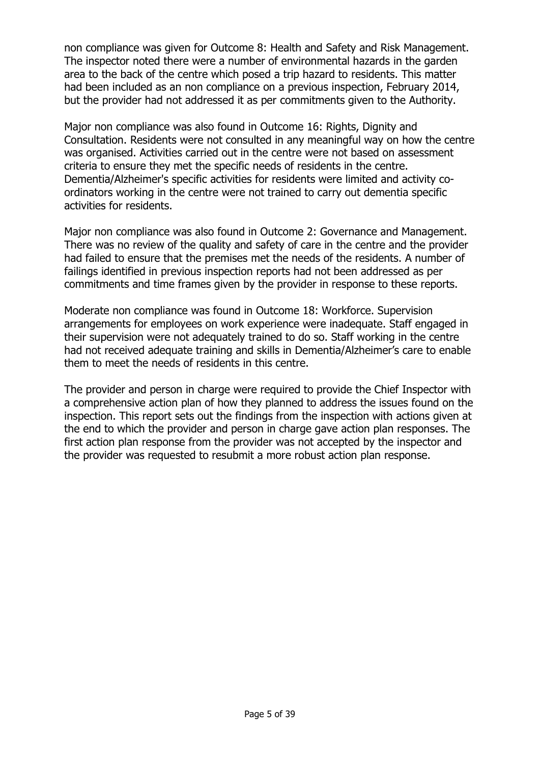non compliance was given for Outcome 8: Health and Safety and Risk Management. The inspector noted there were a number of environmental hazards in the garden area to the back of the centre which posed a trip hazard to residents. This matter had been included as an non compliance on a previous inspection, February 2014, but the provider had not addressed it as per commitments given to the Authority.

Major non compliance was also found in Outcome 16: Rights, Dignity and Consultation. Residents were not consulted in any meaningful way on how the centre was organised. Activities carried out in the centre were not based on assessment criteria to ensure they met the specific needs of residents in the centre. Dementia/Alzheimer's specific activities for residents were limited and activity co-ordinators working in the centre were not trained to carry out dementia specific activities for residents.

Major non compliance was also found in Outcome 2: Governance and Management. There was no review of the quality and safety of care in the centre and the provider had failed to ensure that the premises met the needs of the residents. A number of failings identified in previous inspection reports had not been addressed as per commitments and time frames given by the provider in response to these reports.

Moderate non compliance was found in Outcome 18: Workforce. Supervision arrangements for employees on work experience were inadequate. Staff engaged in their supervision were not adequately trained to do so. Staff working in the centre had not received adequate training and skills in Dementia/Alzheimer's care to enable them to meet the needs of residents in this centre.

The provider and person in charge were required to provide the Chief Inspector with a comprehensive action plan of how they planned to address the issues found on the inspection. This report sets out the findings from the inspection with actions given at the end to which the provider and person in charge gave action plan responses. The first action plan response from the provider was not accepted by the inspector and the provider was requested to resubmit a more robust action plan response.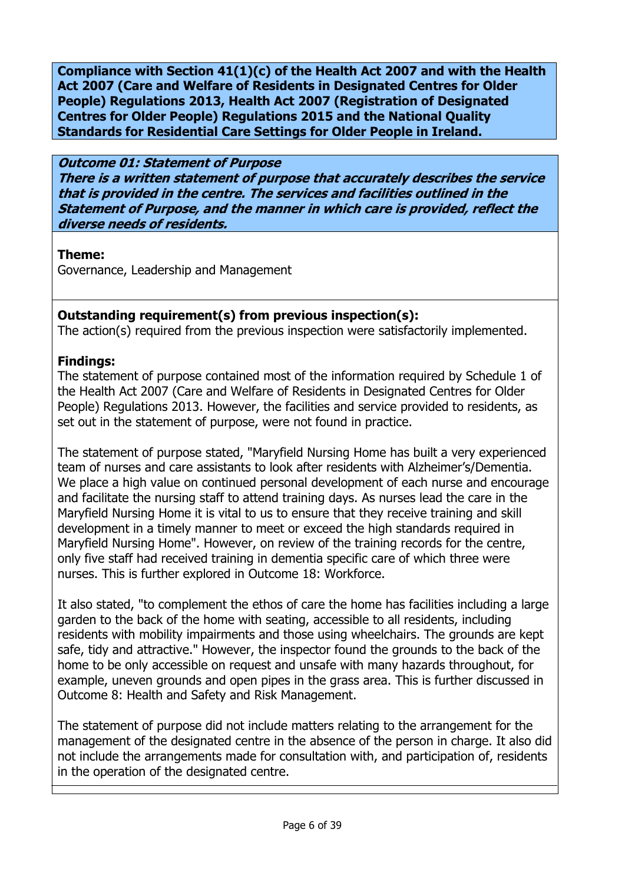**Compliance with Section 41(1)(c) of the Health Act 2007 and with the Health Act 2007 (Care and Welfare of Residents in Designated Centres for Older People) Regulations 2013, Health Act 2007 (Registration of Designated Centres for Older People) Regulations 2015 and the National Quality Standards for Residential Care Settings for Older People in Ireland.**

***Outcome 01: Statement of Purpose***
***There is a written statement of purpose that accurately describes the service that is provided in the centre. The services and facilities outlined in the Statement of Purpose, and the manner in which care is provided, reflect the diverse needs of residents.***

**Theme:**
Governance, Leadership and Management

**Outstanding requirement(s) from previous inspection(s):**
The action(s) required from the previous inspection were satisfactorily implemented.

**Findings:**
The statement of purpose contained most of the information required by Schedule 1 of the Health Act 2007 (Care and Welfare of Residents in Designated Centres for Older People) Regulations 2013. However, the facilities and service provided to residents, as set out in the statement of purpose, were not found in practice.

The statement of purpose stated, "Maryfield Nursing Home has built a very experienced team of nurses and care assistants to look after residents with Alzheimer's/Dementia. We place a high value on continued personal development of each nurse and encourage and facilitate the nursing staff to attend training days. As nurses lead the care in the Maryfield Nursing Home it is vital to us to ensure that they receive training and skill development in a timely manner to meet or exceed the high standards required in Maryfield Nursing Home". However, on review of the training records for the centre, only five staff had received training in dementia specific care of which three were nurses. This is further explored in Outcome 18: Workforce.

It also stated, "to complement the ethos of care the home has facilities including a large garden to the back of the home with seating, accessible to all residents, including residents with mobility impairments and those using wheelchairs. The grounds are kept safe, tidy and attractive." However, the inspector found the grounds to the back of the home to be only accessible on request and unsafe with many hazards throughout, for example, uneven grounds and open pipes in the grass area. This is further discussed in Outcome 8: Health and Safety and Risk Management.

The statement of purpose did not include matters relating to the arrangement for the management of the designated centre in the absence of the person in charge. It also did not include the arrangements made for consultation with, and participation of, residents in the operation of the designated centre.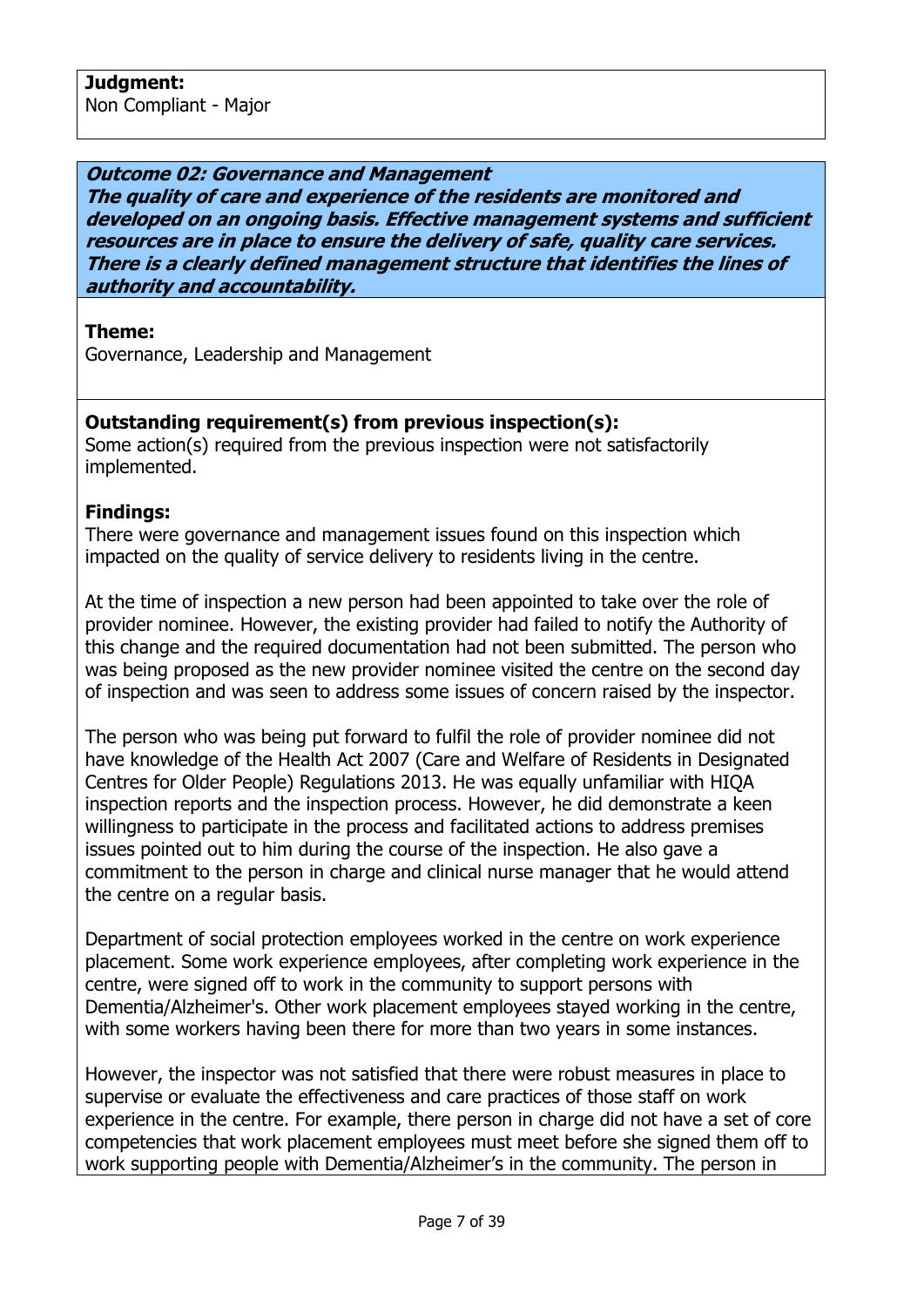**Judgment:**
Non Compliant - Major

***Outcome 02: Governance and Management***
***The quality of care and experience of the residents are monitored and developed on an ongoing basis. Effective management systems and sufficient resources are in place to ensure the delivery of safe, quality care services. There is a clearly defined management structure that identifies the lines of authority and accountability.***

**Theme:**
Governance, Leadership and Management

**Outstanding requirement(s) from previous inspection(s):**
Some action(s) required from the previous inspection were not satisfactorily implemented.

**Findings:**
There were governance and management issues found on this inspection which impacted on the quality of service delivery to residents living in the centre.

At the time of inspection a new person had been appointed to take over the role of provider nominee. However, the existing provider had failed to notify the Authority of this change and the required documentation had not been submitted. The person who was being proposed as the new provider nominee visited the centre on the second day of inspection and was seen to address some issues of concern raised by the inspector.

The person who was being put forward to fulfil the role of provider nominee did not have knowledge of the Health Act 2007 (Care and Welfare of Residents in Designated Centres for Older People) Regulations 2013. He was equally unfamiliar with HIQA inspection reports and the inspection process. However, he did demonstrate a keen willingness to participate in the process and facilitated actions to address premises issues pointed out to him during the course of the inspection. He also gave a commitment to the person in charge and clinical nurse manager that he would attend the centre on a regular basis.

Department of social protection employees worked in the centre on work experience placement. Some work experience employees, after completing work experience in the centre, were signed off to work in the community to support persons with Dementia/Alzheimer's. Other work placement employees stayed working in the centre, with some workers having been there for more than two years in some instances.

However, the inspector was not satisfied that there were robust measures in place to supervise or evaluate the effectiveness and care practices of those staff on work experience in the centre. For example, there person in charge did not have a set of core competencies that work placement employees must meet before she signed them off to work supporting people with Dementia/Alzheimer's in the community. The person in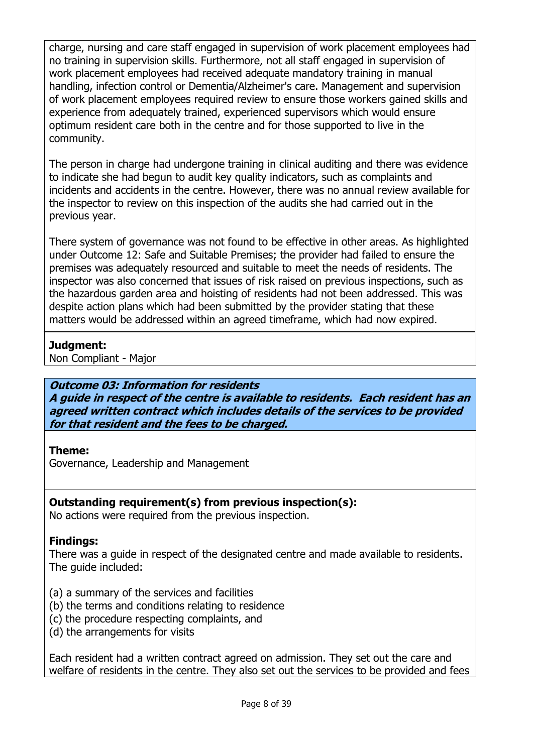charge, nursing and care staff engaged in supervision of work placement employees had no training in supervision skills. Furthermore, not all staff engaged in supervision of work placement employees had received adequate mandatory training in manual handling, infection control or Dementia/Alzheimer's care. Management and supervision of work placement employees required review to ensure those workers gained skills and experience from adequately trained, experienced supervisors which would ensure optimum resident care both in the centre and for those supported to live in the community.

The person in charge had undergone training in clinical auditing and there was evidence to indicate she had begun to audit key quality indicators, such as complaints and incidents and accidents in the centre. However, there was no annual review available for the inspector to review on this inspection of the audits she had carried out in the previous year.

There system of governance was not found to be effective in other areas. As highlighted under Outcome 12: Safe and Suitable Premises; the provider had failed to ensure the premises was adequately resourced and suitable to meet the needs of residents. The inspector was also concerned that issues of risk raised on previous inspections, such as the hazardous garden area and hoisting of residents had not been addressed. This was despite action plans which had been submitted by the provider stating that these matters would be addressed within an agreed timeframe, which had now expired.

**Judgment:**
Non Compliant - Major

***Outcome 03: Information for residents***
***A guide in respect of the centre is available to residents. Each resident has an agreed written contract which includes details of the services to be provided for that resident and the fees to be charged.***

**Theme:**
Governance, Leadership and Management

**Outstanding requirement(s) from previous inspection(s):**
No actions were required from the previous inspection.

**Findings:**
There was a guide in respect of the designated centre and made available to residents. The guide included:

(a) a summary of the services and facilities
(b) the terms and conditions relating to residence
(c) the procedure respecting complaints, and
(d) the arrangements for visits

Each resident had a written contract agreed on admission. They set out the care and welfare of residents in the centre. They also set out the services to be provided and fees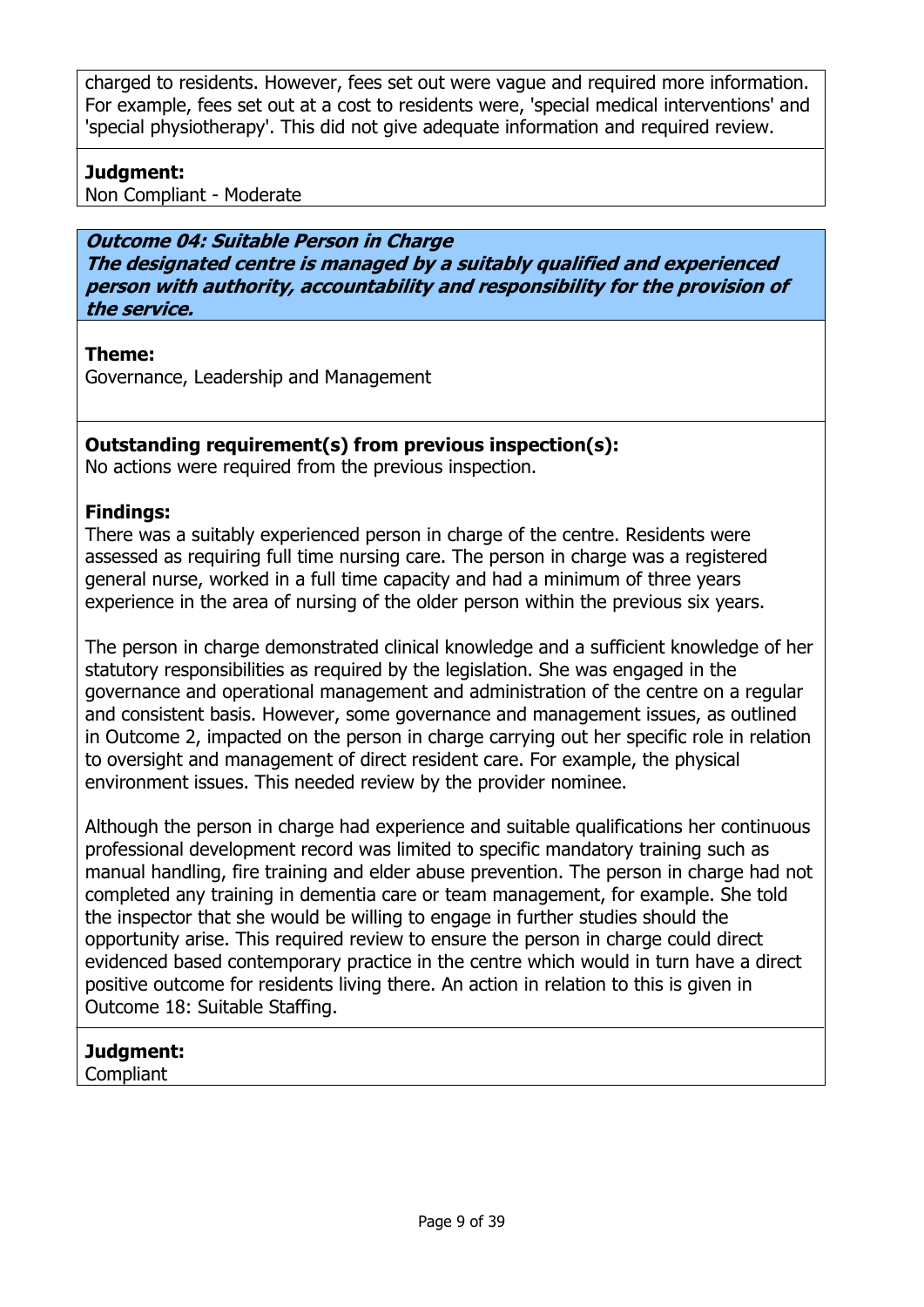charged to residents. However, fees set out were vague and required more information. For example, fees set out at a cost to residents were, 'special medical interventions' and 'special physiotherapy'. This did not give adequate information and required review.

**Judgment:**
Non Compliant - Moderate

### ***Outcome 04: Suitable Person in Charge***
***The designated centre is managed by a suitably qualified and experienced person with authority, accountability and responsibility for the provision of the service.***

**Theme:**
Governance, Leadership and Management

**Outstanding requirement(s) from previous inspection(s):**
No actions were required from the previous inspection.

**Findings:**
There was a suitably experienced person in charge of the centre. Residents were assessed as requiring full time nursing care. The person in charge was a registered general nurse, worked in a full time capacity and had a minimum of three years experience in the area of nursing of the older person within the previous six years.

The person in charge demonstrated clinical knowledge and a sufficient knowledge of her statutory responsibilities as required by the legislation. She was engaged in the governance and operational management and administration of the centre on a regular and consistent basis. However, some governance and management issues, as outlined in Outcome 2, impacted on the person in charge carrying out her specific role in relation to oversight and management of direct resident care. For example, the physical environment issues. This needed review by the provider nominee.

Although the person in charge had experience and suitable qualifications her continuous professional development record was limited to specific mandatory training such as manual handling, fire training and elder abuse prevention. The person in charge had not completed any training in dementia care or team management, for example. She told the inspector that she would be willing to engage in further studies should the opportunity arise. This required review to ensure the person in charge could direct evidenced based contemporary practice in the centre which would in turn have a direct positive outcome for residents living there. An action in relation to this is given in Outcome 18: Suitable Staffing.

**Judgment:**
Compliant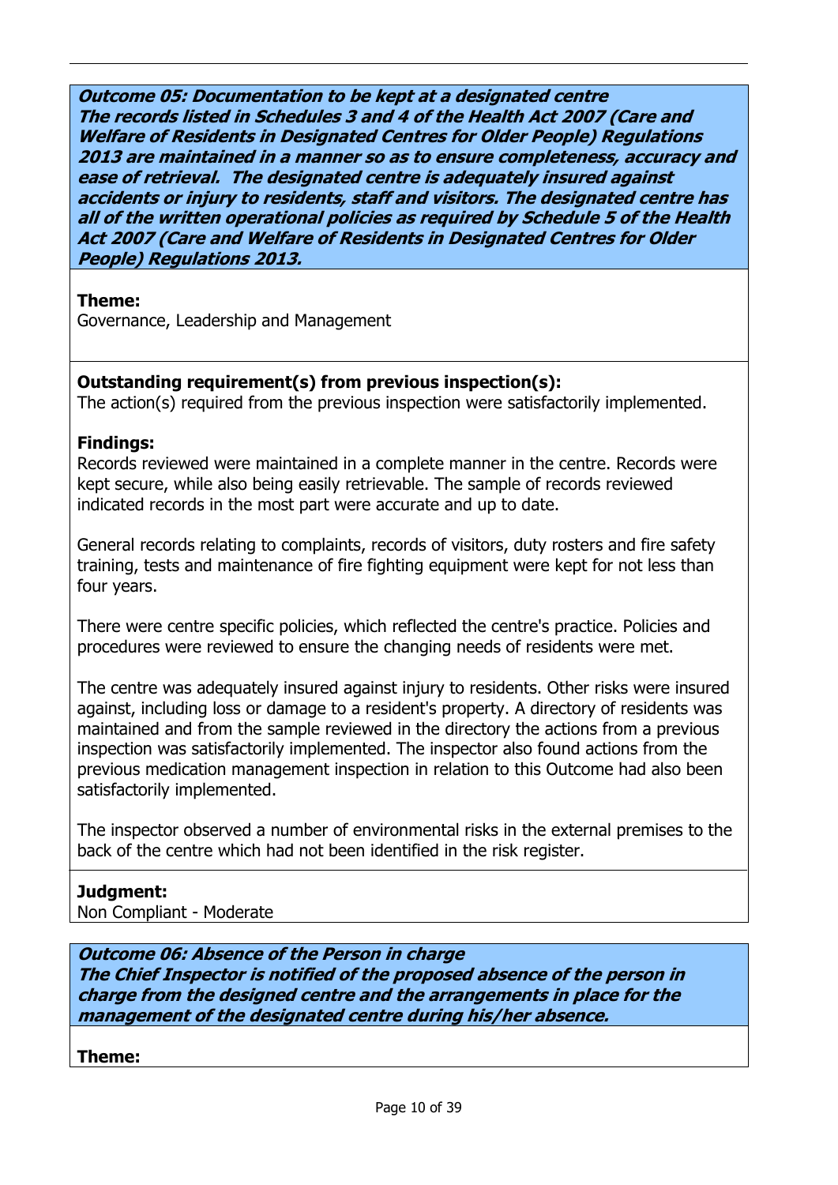**Outcome 05: Documentation to be kept at a designated centre**
***The records listed in Schedules 3 and 4 of the Health Act 2007 (Care and Welfare of Residents in Designated Centres for Older People) Regulations 2013 are maintained in a manner so as to ensure completeness, accuracy and ease of retrieval. The designated centre is adequately insured against accidents or injury to residents, staff and visitors. The designated centre has all of the written operational policies as required by Schedule 5 of the Health Act 2007 (Care and Welfare of Residents in Designated Centres for Older People) Regulations 2013.***

**Theme:**
Governance, Leadership and Management

**Outstanding requirement(s) from previous inspection(s):**
The action(s) required from the previous inspection were satisfactorily implemented.

**Findings:**
Records reviewed were maintained in a complete manner in the centre. Records were kept secure, while also being easily retrievable. The sample of records reviewed indicated records in the most part were accurate and up to date.

General records relating to complaints, records of visitors, duty rosters and fire safety training, tests and maintenance of fire fighting equipment were kept for not less than four years.

There were centre specific policies, which reflected the centre's practice. Policies and procedures were reviewed to ensure the changing needs of residents were met.

The centre was adequately insured against injury to residents. Other risks were insured against, including loss or damage to a resident's property. A directory of residents was maintained and from the sample reviewed in the directory the actions from a previous inspection was satisfactorily implemented. The inspector also found actions from the previous medication management inspection in relation to this Outcome had also been satisfactorily implemented.

The inspector observed a number of environmental risks in the external premises to the back of the centre which had not been identified in the risk register.

**Judgment:**
Non Compliant - Moderate

**Outcome 06: Absence of the Person in charge**
***The Chief Inspector is notified of the proposed absence of the person in charge from the designed centre and the arrangements in place for the management of the designated centre during his/her absence.***

**Theme:**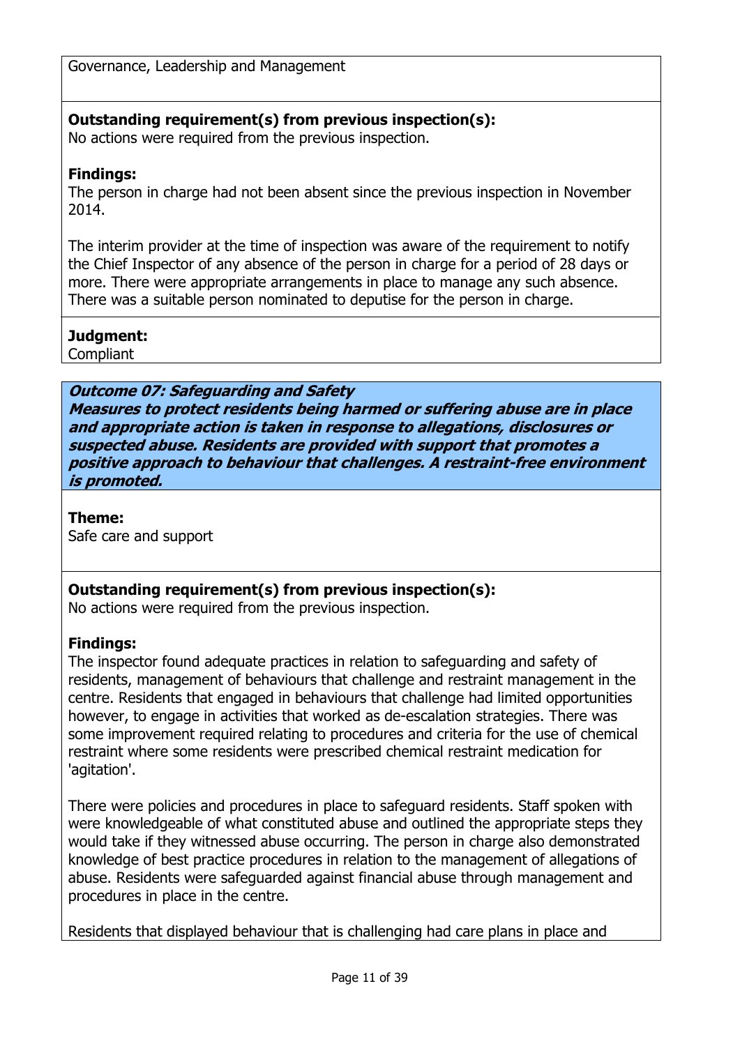Governance, Leadership and Management

**Outstanding requirement(s) from previous inspection(s):**
No actions were required from the previous inspection.

**Findings:**
The person in charge had not been absent since the previous inspection in November 2014.

The interim provider at the time of inspection was aware of the requirement to notify the Chief Inspector of any absence of the person in charge for a period of 28 days or more. There were appropriate arrangements in place to manage any such absence. There was a suitable person nominated to deputise for the person in charge.

**Judgment:**
Compliant

***Outcome 07: Safeguarding and Safety***
***Measures to protect residents being harmed or suffering abuse are in place and appropriate action is taken in response to allegations, disclosures or suspected abuse. Residents are provided with support that promotes a positive approach to behaviour that challenges. A restraint-free environment is promoted.***

**Theme:**
Safe care and support

**Outstanding requirement(s) from previous inspection(s):**
No actions were required from the previous inspection.

**Findings:**
The inspector found adequate practices in relation to safeguarding and safety of residents, management of behaviours that challenge and restraint management in the centre. Residents that engaged in behaviours that challenge had limited opportunities however, to engage in activities that worked as de-escalation strategies. There was some improvement required relating to procedures and criteria for the use of chemical restraint where some residents were prescribed chemical restraint medication for 'agitation'.

There were policies and procedures in place to safeguard residents. Staff spoken with were knowledgeable of what constituted abuse and outlined the appropriate steps they would take if they witnessed abuse occurring. The person in charge also demonstrated knowledge of best practice procedures in relation to the management of allegations of abuse. Residents were safeguarded against financial abuse through management and procedures in place in the centre.

Residents that displayed behaviour that is challenging had care plans in place and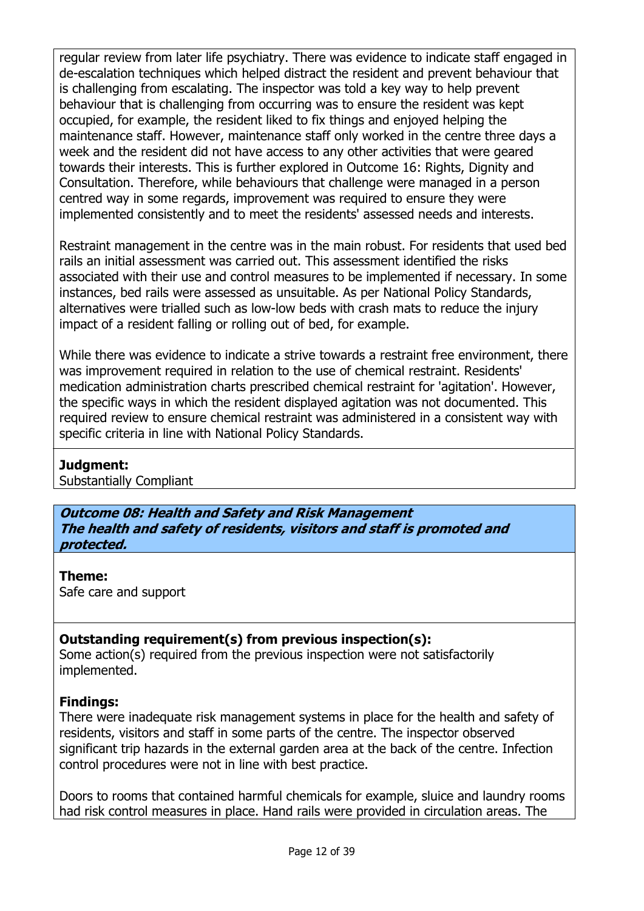regular review from later life psychiatry. There was evidence to indicate staff engaged in de-escalation techniques which helped distract the resident and prevent behaviour that is challenging from escalating. The inspector was told a key way to help prevent behaviour that is challenging from occurring was to ensure the resident was kept occupied, for example, the resident liked to fix things and enjoyed helping the maintenance staff. However, maintenance staff only worked in the centre three days a week and the resident did not have access to any other activities that were geared towards their interests. This is further explored in Outcome 16: Rights, Dignity and Consultation. Therefore, while behaviours that challenge were managed in a person centred way in some regards, improvement was required to ensure they were implemented consistently and to meet the residents' assessed needs and interests.

Restraint management in the centre was in the main robust. For residents that used bed rails an initial assessment was carried out. This assessment identified the risks associated with their use and control measures to be implemented if necessary. In some instances, bed rails were assessed as unsuitable. As per National Policy Standards, alternatives were trialled such as low-low beds with crash mats to reduce the injury impact of a resident falling or rolling out of bed, for example.

While there was evidence to indicate a strive towards a restraint free environment, there was improvement required in relation to the use of chemical restraint. Residents' medication administration charts prescribed chemical restraint for 'agitation'. However, the specific ways in which the resident displayed agitation was not documented. This required review to ensure chemical restraint was administered in a consistent way with specific criteria in line with National Policy Standards.

**Judgment:**
Substantially Compliant

### *Outcome 08: Health and Safety and Risk Management*
### *The health and safety of residents, visitors and staff is promoted and protected.*

**Theme:**
Safe care and support

**Outstanding requirement(s) from previous inspection(s):**
Some action(s) required from the previous inspection were not satisfactorily implemented.

**Findings:**
There were inadequate risk management systems in place for the health and safety of residents, visitors and staff in some parts of the centre. The inspector observed significant trip hazards in the external garden area at the back of the centre. Infection control procedures were not in line with best practice.

Doors to rooms that contained harmful chemicals for example, sluice and laundry rooms had risk control measures in place. Hand rails were provided in circulation areas. The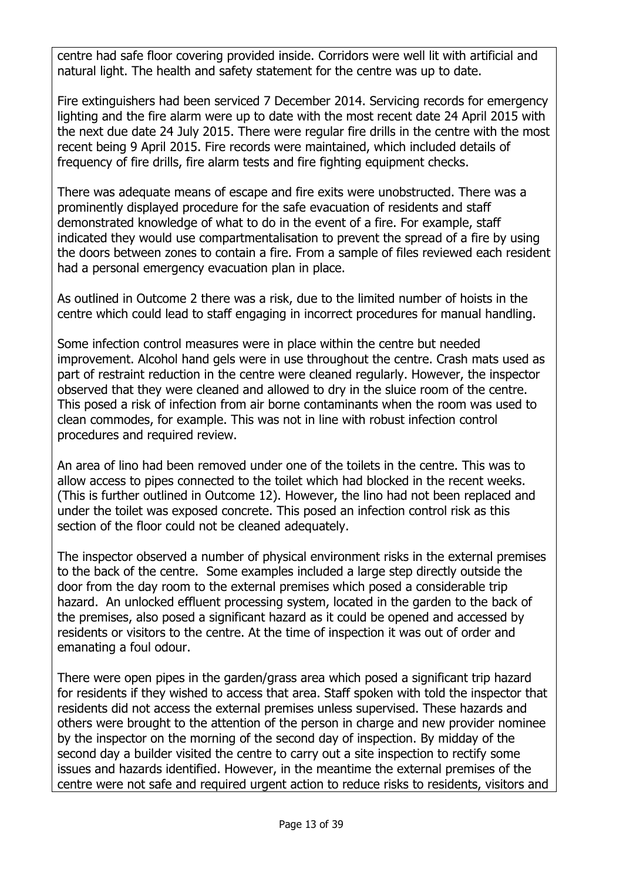centre had safe floor covering provided inside. Corridors were well lit with artificial and natural light. The health and safety statement for the centre was up to date.

Fire extinguishers had been serviced 7 December 2014. Servicing records for emergency lighting and the fire alarm were up to date with the most recent date 24 April 2015 with the next due date 24 July 2015. There were regular fire drills in the centre with the most recent being 9 April 2015. Fire records were maintained, which included details of frequency of fire drills, fire alarm tests and fire fighting equipment checks.

There was adequate means of escape and fire exits were unobstructed. There was a prominently displayed procedure for the safe evacuation of residents and staff demonstrated knowledge of what to do in the event of a fire. For example, staff indicated they would use compartmentalisation to prevent the spread of a fire by using the doors between zones to contain a fire. From a sample of files reviewed each resident had a personal emergency evacuation plan in place.

As outlined in Outcome 2 there was a risk, due to the limited number of hoists in the centre which could lead to staff engaging in incorrect procedures for manual handling.

Some infection control measures were in place within the centre but needed improvement. Alcohol hand gels were in use throughout the centre. Crash mats used as part of restraint reduction in the centre were cleaned regularly. However, the inspector observed that they were cleaned and allowed to dry in the sluice room of the centre. This posed a risk of infection from air borne contaminants when the room was used to clean commodes, for example. This was not in line with robust infection control procedures and required review.

An area of lino had been removed under one of the toilets in the centre. This was to allow access to pipes connected to the toilet which had blocked in the recent weeks. (This is further outlined in Outcome 12). However, the lino had not been replaced and under the toilet was exposed concrete. This posed an infection control risk as this section of the floor could not be cleaned adequately.

The inspector observed a number of physical environment risks in the external premises to the back of the centre. Some examples included a large step directly outside the door from the day room to the external premises which posed a considerable trip hazard. An unlocked effluent processing system, located in the garden to the back of the premises, also posed a significant hazard as it could be opened and accessed by residents or visitors to the centre. At the time of inspection it was out of order and emanating a foul odour.

There were open pipes in the garden/grass area which posed a significant trip hazard for residents if they wished to access that area. Staff spoken with told the inspector that residents did not access the external premises unless supervised. These hazards and others were brought to the attention of the person in charge and new provider nominee by the inspector on the morning of the second day of inspection. By midday of the second day a builder visited the centre to carry out a site inspection to rectify some issues and hazards identified. However, in the meantime the external premises of the centre were not safe and required urgent action to reduce risks to residents, visitors and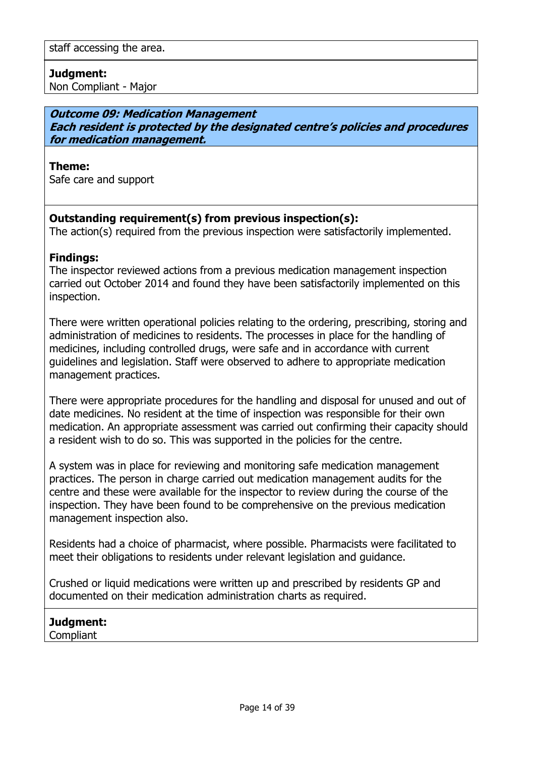staff accessing the area.

**Judgment:**
Non Compliant - Major

***Outcome 09: Medication Management***
***Each resident is protected by the designated centre's policies and procedures for medication management.***

**Theme:**
Safe care and support

**Outstanding requirement(s) from previous inspection(s):**
The action(s) required from the previous inspection were satisfactorily implemented.

**Findings:**
The inspector reviewed actions from a previous medication management inspection carried out October 2014 and found they have been satisfactorily implemented on this inspection.

There were written operational policies relating to the ordering, prescribing, storing and administration of medicines to residents. The processes in place for the handling of medicines, including controlled drugs, were safe and in accordance with current guidelines and legislation. Staff were observed to adhere to appropriate medication management practices.

There were appropriate procedures for the handling and disposal for unused and out of date medicines. No resident at the time of inspection was responsible for their own medication. An appropriate assessment was carried out confirming their capacity should a resident wish to do so. This was supported in the policies for the centre.

A system was in place for reviewing and monitoring safe medication management practices. The person in charge carried out medication management audits for the centre and these were available for the inspector to review during the course of the inspection. They have been found to be comprehensive on the previous medication management inspection also.

Residents had a choice of pharmacist, where possible. Pharmacists were facilitated to meet their obligations to residents under relevant legislation and guidance.

Crushed or liquid medications were written up and prescribed by residents GP and documented on their medication administration charts as required.

**Judgment:**
Compliant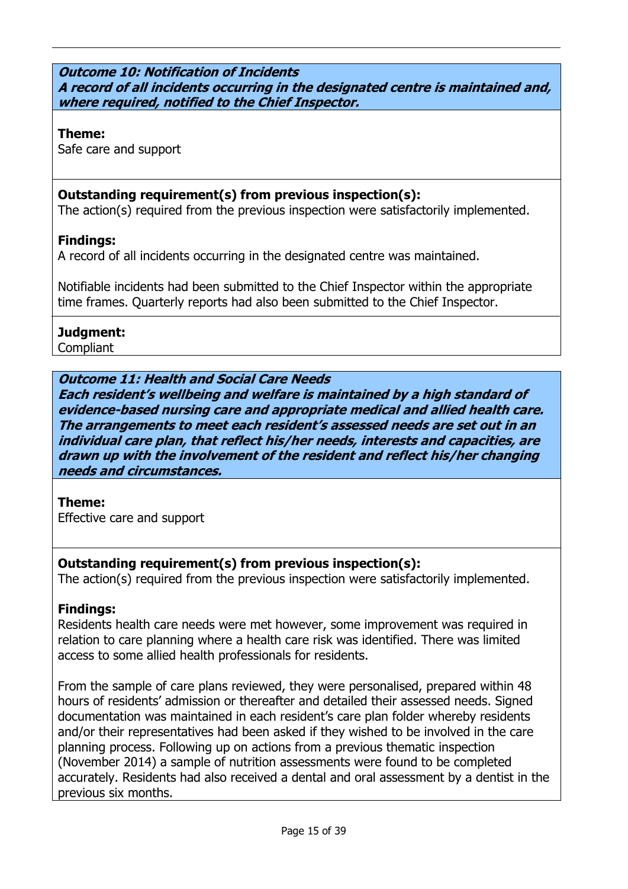**_Outcome 10: Notification of Incidents_**
**_A record of all incidents occurring in the designated centre is maintained and, where required, notified to the Chief Inspector._**

**Theme:**
Safe care and support

**Outstanding requirement(s) from previous inspection(s):**
The action(s) required from the previous inspection were satisfactorily implemented.

**Findings:**
A record of all incidents occurring in the designated centre was maintained.

Notifiable incidents had been submitted to the Chief Inspector within the appropriate time frames. Quarterly reports had also been submitted to the Chief Inspector.

**Judgment:**
Compliant

**_Outcome 11: Health and Social Care Needs_**
**_Each resident's wellbeing and welfare is maintained by a high standard of evidence-based nursing care and appropriate medical and allied health care. The arrangements to meet each resident's assessed needs are set out in an individual care plan, that reflect his/her needs, interests and capacities, are drawn up with the involvement of the resident and reflect his/her changing needs and circumstances._**

**Theme:**
Effective care and support

**Outstanding requirement(s) from previous inspection(s):**
The action(s) required from the previous inspection were satisfactorily implemented.

**Findings:**
Residents health care needs were met however, some improvement was required in relation to care planning where a health care risk was identified. There was limited access to some allied health professionals for residents.

From the sample of care plans reviewed, they were personalised, prepared within 48 hours of residents' admission or thereafter and detailed their assessed needs. Signed documentation was maintained in each resident's care plan folder whereby residents and/or their representatives had been asked if they wished to be involved in the care planning process. Following up on actions from a previous thematic inspection (November 2014) a sample of nutrition assessments were found to be completed accurately. Residents had also received a dental and oral assessment by a dentist in the previous six months.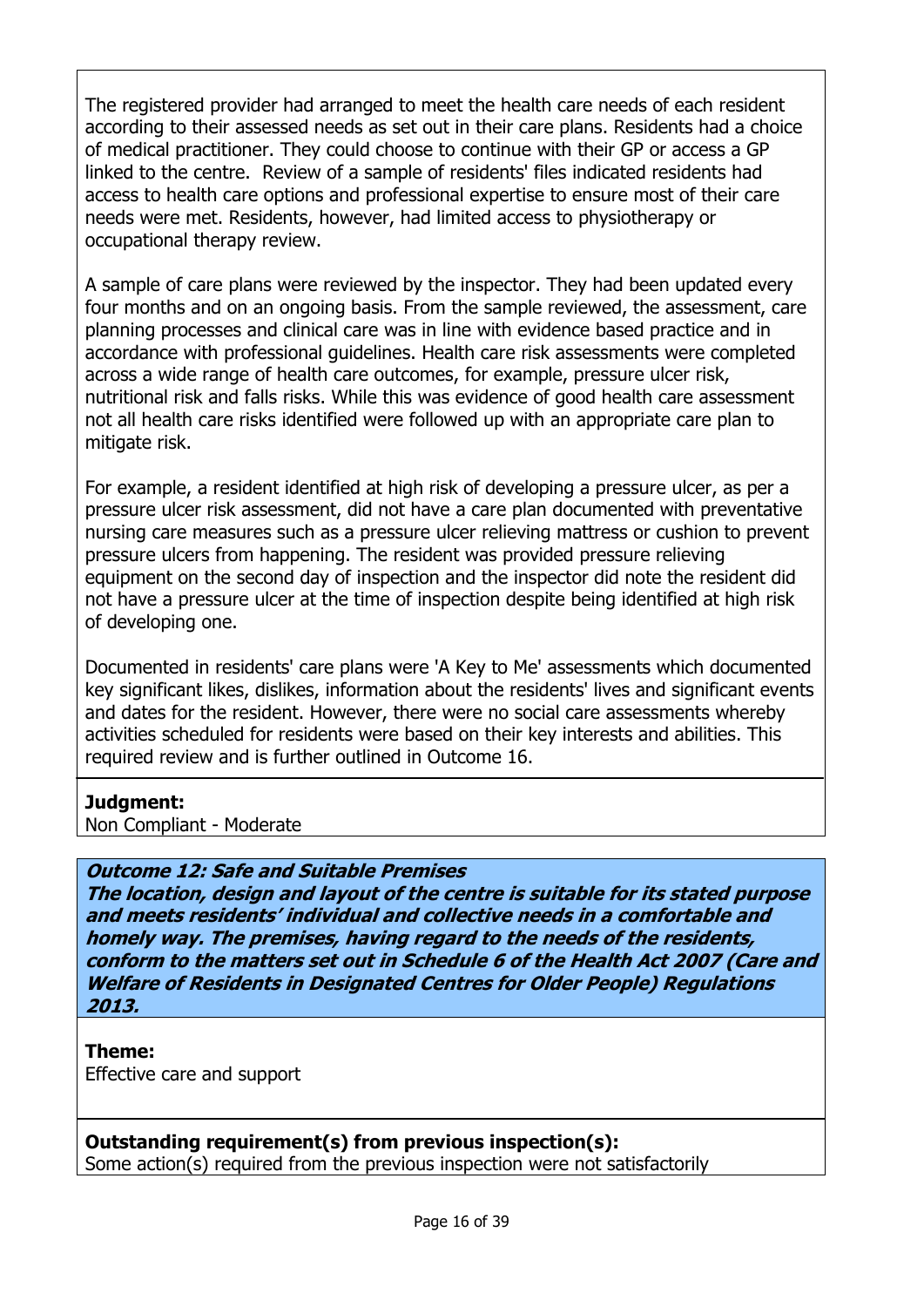The registered provider had arranged to meet the health care needs of each resident according to their assessed needs as set out in their care plans. Residents had a choice of medical practitioner. They could choose to continue with their GP or access a GP linked to the centre.  Review of a sample of residents' files indicated residents had access to health care options and professional expertise to ensure most of their care needs were met. Residents, however, had limited access to physiotherapy or occupational therapy review.

A sample of care plans were reviewed by the inspector. They had been updated every four months and on an ongoing basis. From the sample reviewed, the assessment, care planning processes and clinical care was in line with evidence based practice and in accordance with professional guidelines. Health care risk assessments were completed across a wide range of health care outcomes, for example, pressure ulcer risk, nutritional risk and falls risks. While this was evidence of good health care assessment not all health care risks identified were followed up with an appropriate care plan to mitigate risk.

For example, a resident identified at high risk of developing a pressure ulcer, as per a pressure ulcer risk assessment, did not have a care plan documented with preventative nursing care measures such as a pressure ulcer relieving mattress or cushion to prevent pressure ulcers from happening. The resident was provided pressure relieving equipment on the second day of inspection and the inspector did note the resident did not have a pressure ulcer at the time of inspection despite being identified at high risk of developing one.

Documented in residents' care plans were 'A Key to Me' assessments which documented key significant likes, dislikes, information about the residents' lives and significant events and dates for the resident. However, there were no social care assessments whereby activities scheduled for residents were based on their key interests and abilities. This required review and is further outlined in Outcome 16.

**Judgment:**
Non Compliant - Moderate

***Outcome 12: Safe and Suitable Premises***
***The location, design and layout of the centre is suitable for its stated purpose and meets residents' individual and collective needs in a comfortable and homely way. The premises, having regard to the needs of the residents, conform to the matters set out in Schedule 6 of the Health Act 2007 (Care and Welfare of Residents in Designated Centres for Older People) Regulations 2013.***

**Theme:**
Effective care and support

**Outstanding requirement(s) from previous inspection(s):**
Some action(s) required from the previous inspection were not satisfactorily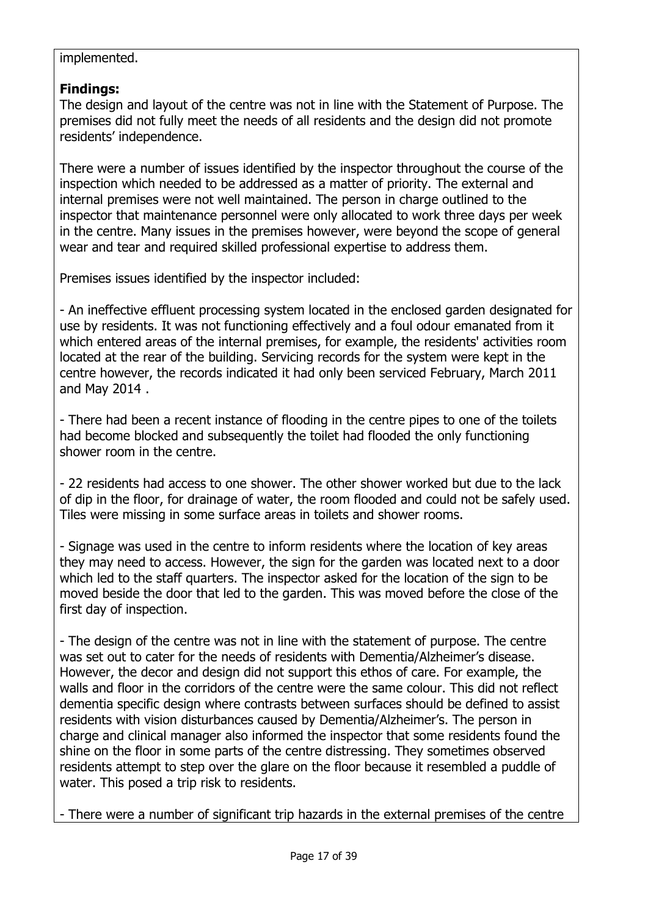implemented.

**Findings:**
The design and layout of the centre was not in line with the Statement of Purpose. The premises did not fully meet the needs of all residents and the design did not promote residents' independence.

There were a number of issues identified by the inspector throughout the course of the inspection which needed to be addressed as a matter of priority. The external and internal premises were not well maintained. The person in charge outlined to the inspector that maintenance personnel were only allocated to work three days per week in the centre. Many issues in the premises however, were beyond the scope of general wear and tear and required skilled professional expertise to address them.

Premises issues identified by the inspector included:

- An ineffective effluent processing system located in the enclosed garden designated for use by residents. It was not functioning effectively and a foul odour emanated from it which entered areas of the internal premises, for example, the residents' activities room located at the rear of the building. Servicing records for the system were kept in the centre however, the records indicated it had only been serviced February, March 2011 and May 2014 .

- There had been a recent instance of flooding in the centre pipes to one of the toilets had become blocked and subsequently the toilet had flooded the only functioning shower room in the centre.

- 22 residents had access to one shower. The other shower worked but due to the lack of dip in the floor, for drainage of water, the room flooded and could not be safely used. Tiles were missing in some surface areas in toilets and shower rooms.

- Signage was used in the centre to inform residents where the location of key areas they may need to access. However, the sign for the garden was located next to a door which led to the staff quarters. The inspector asked for the location of the sign to be moved beside the door that led to the garden. This was moved before the close of the first day of inspection.

- The design of the centre was not in line with the statement of purpose. The centre was set out to cater for the needs of residents with Dementia/Alzheimer's disease. However, the decor and design did not support this ethos of care. For example, the walls and floor in the corridors of the centre were the same colour. This did not reflect dementia specific design where contrasts between surfaces should be defined to assist residents with vision disturbances caused by Dementia/Alzheimer's. The person in charge and clinical manager also informed the inspector that some residents found the shine on the floor in some parts of the centre distressing. They sometimes observed residents attempt to step over the glare on the floor because it resembled a puddle of water. This posed a trip risk to residents.

- There were a number of significant trip hazards in the external premises of the centre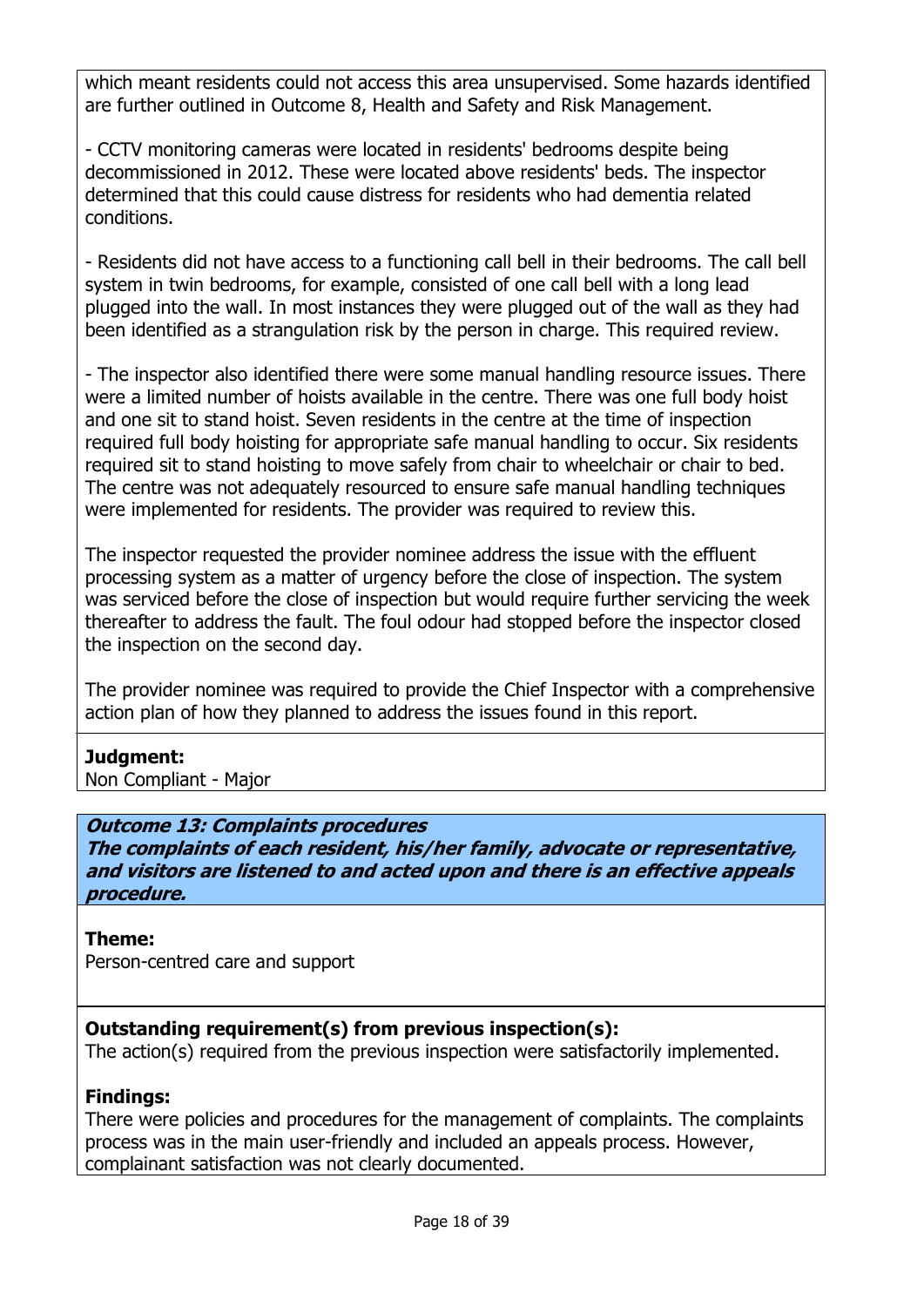which meant residents could not access this area unsupervised. Some hazards identified are further outlined in Outcome 8, Health and Safety and Risk Management.

- CCTV monitoring cameras were located in residents' bedrooms despite being decommissioned in 2012. These were located above residents' beds. The inspector determined that this could cause distress for residents who had dementia related conditions.

- Residents did not have access to a functioning call bell in their bedrooms. The call bell system in twin bedrooms, for example, consisted of one call bell with a long lead plugged into the wall. In most instances they were plugged out of the wall as they had been identified as a strangulation risk by the person in charge. This required review.

- The inspector also identified there were some manual handling resource issues. There were a limited number of hoists available in the centre. There was one full body hoist and one sit to stand hoist. Seven residents in the centre at the time of inspection required full body hoisting for appropriate safe manual handling to occur. Six residents required sit to stand hoisting to move safely from chair to wheelchair or chair to bed. The centre was not adequately resourced to ensure safe manual handling techniques were implemented for residents. The provider was required to review this.

The inspector requested the provider nominee address the issue with the effluent processing system as a matter of urgency before the close of inspection. The system was serviced before the close of inspection but would require further servicing the week thereafter to address the fault. The foul odour had stopped before the inspector closed the inspection on the second day.

The provider nominee was required to provide the Chief Inspector with a comprehensive action plan of how they planned to address the issues found in this report.

**Judgment:**
Non Compliant - Major

### ***Outcome 13: Complaints procedures***
***The complaints of each resident, his/her family, advocate or representative, and visitors are listened to and acted upon and there is an effective appeals procedure.***

**Theme:**
Person-centred care and support

**Outstanding requirement(s) from previous inspection(s):**
The action(s) required from the previous inspection were satisfactorily implemented.

**Findings:**
There were policies and procedures for the management of complaints. The complaints process was in the main user-friendly and included an appeals process. However, complainant satisfaction was not clearly documented.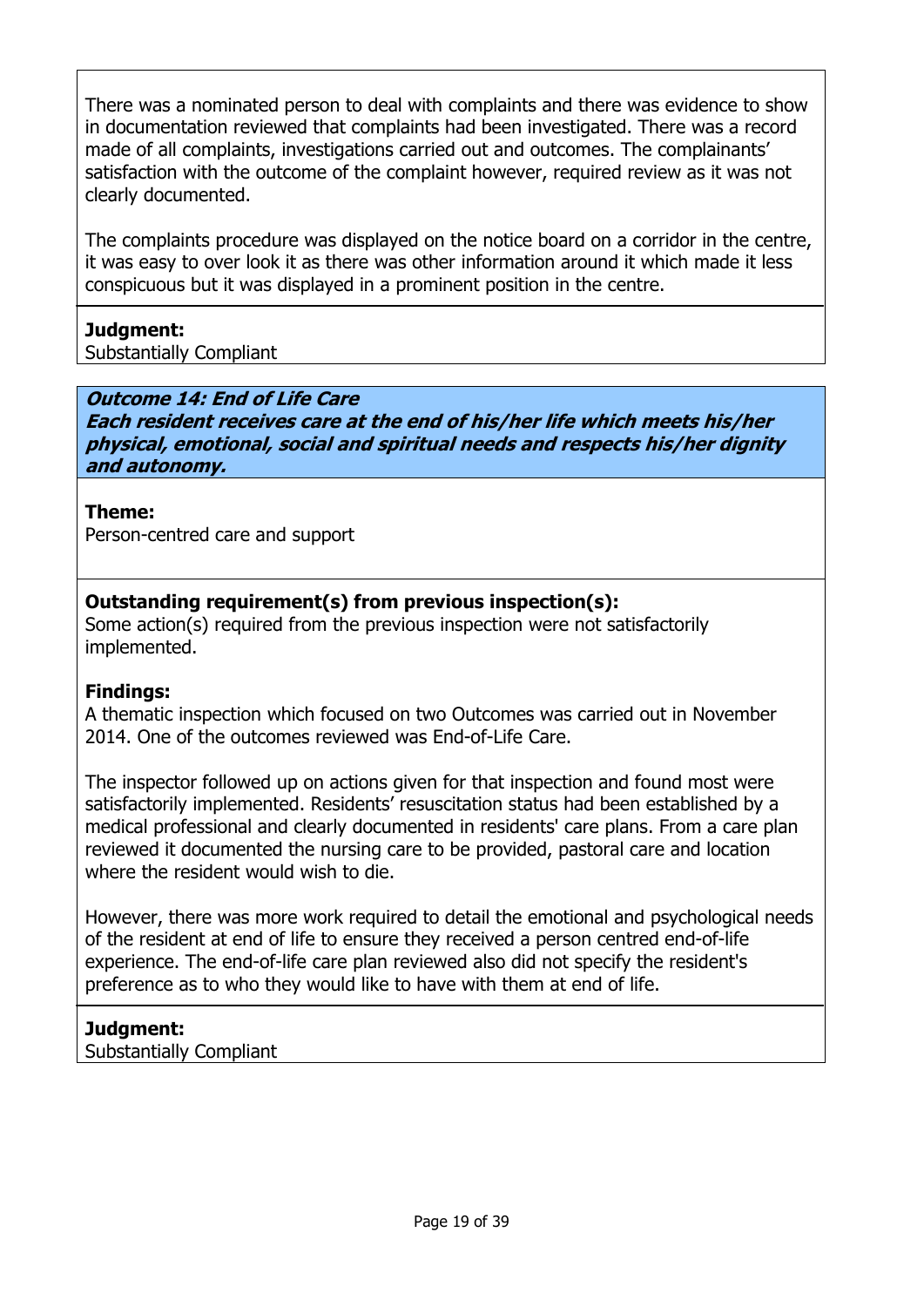There was a nominated person to deal with complaints and there was evidence to show in documentation reviewed that complaints had been investigated. There was a record made of all complaints, investigations carried out and outcomes. The complainants' satisfaction with the outcome of the complaint however, required review as it was not clearly documented.

The complaints procedure was displayed on the notice board on a corridor in the centre, it was easy to over look it as there was other information around it which made it less conspicuous but it was displayed in a prominent position in the centre.

**Judgment:**
Substantially Compliant

***Outcome 14: End of Life Care***
***Each resident receives care at the end of his/her life which meets his/her physical, emotional, social and spiritual needs and respects his/her dignity and autonomy.***

**Theme:**
Person-centred care and support

**Outstanding requirement(s) from previous inspection(s):**
Some action(s) required from the previous inspection were not satisfactorily implemented.

**Findings:**
A thematic inspection which focused on two Outcomes was carried out in November 2014. One of the outcomes reviewed was End-of-Life Care.

The inspector followed up on actions given for that inspection and found most were satisfactorily implemented. Residents' resuscitation status had been established by a medical professional and clearly documented in residents' care plans. From a care plan reviewed it documented the nursing care to be provided, pastoral care and location where the resident would wish to die.

However, there was more work required to detail the emotional and psychological needs of the resident at end of life to ensure they received a person centred end-of-life experience. The end-of-life care plan reviewed also did not specify the resident's preference as to who they would like to have with them at end of life.

**Judgment:**
Substantially Compliant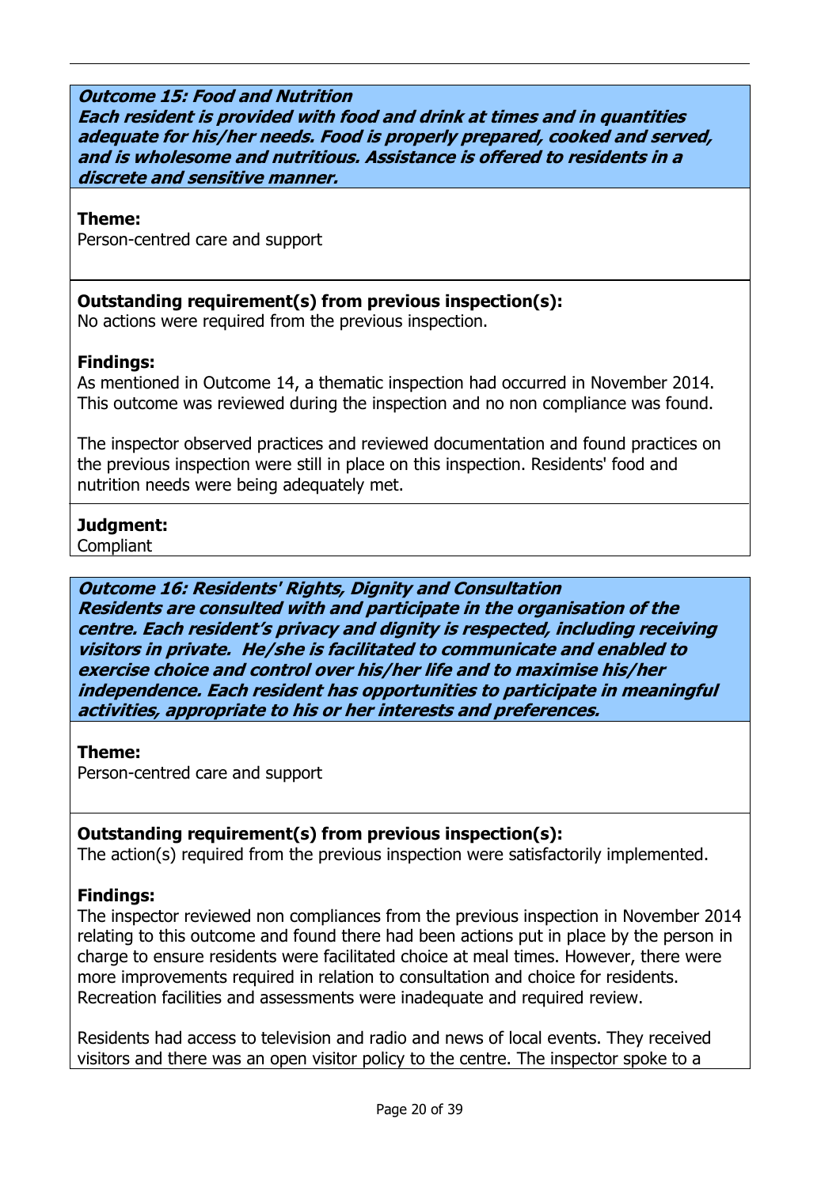### *Outcome 15: Food and Nutrition*

***Each resident is provided with food and drink at times and in quantities adequate for his/her needs. Food is properly prepared, cooked and served, and is wholesome and nutritious. Assistance is offered to residents in a discrete and sensitive manner.***

**Theme:**
Person-centred care and support

**Outstanding requirement(s) from previous inspection(s):**
No actions were required from the previous inspection.

**Findings:**
As mentioned in Outcome 14, a thematic inspection had occurred in November 2014. This outcome was reviewed during the inspection and no non compliance was found.

The inspector observed practices and reviewed documentation and found practices on the previous inspection were still in place on this inspection. Residents' food and nutrition needs were being adequately met.

**Judgment:**
Compliant

### *Outcome 16: Residents' Rights, Dignity and Consultation*

***Residents are consulted with and participate in the organisation of the centre. Each resident's privacy and dignity is respected, including receiving visitors in private. He/she is facilitated to communicate and enabled to exercise choice and control over his/her life and to maximise his/her independence. Each resident has opportunities to participate in meaningful activities, appropriate to his or her interests and preferences.***

**Theme:**
Person-centred care and support

**Outstanding requirement(s) from previous inspection(s):**
The action(s) required from the previous inspection were satisfactorily implemented.

**Findings:**
The inspector reviewed non compliances from the previous inspection in November 2014 relating to this outcome and found there had been actions put in place by the person in charge to ensure residents were facilitated choice at meal times. However, there were more improvements required in relation to consultation and choice for residents. Recreation facilities and assessments were inadequate and required review.

Residents had access to television and radio and news of local events. They received visitors and there was an open visitor policy to the centre. The inspector spoke to a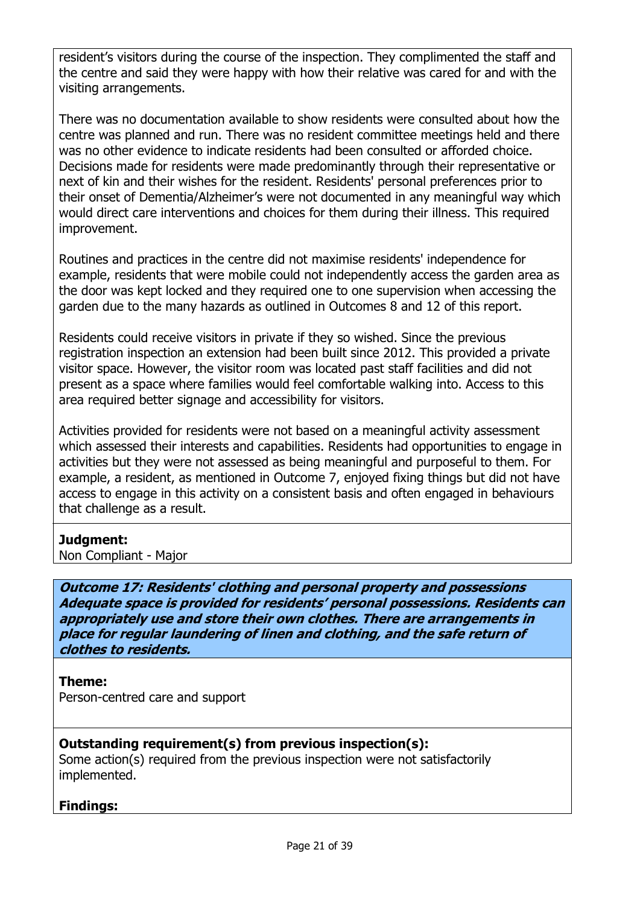resident's visitors during the course of the inspection. They complimented the staff and the centre and said they were happy with how their relative was cared for and with the visiting arrangements.

There was no documentation available to show residents were consulted about how the centre was planned and run. There was no resident committee meetings held and there was no other evidence to indicate residents had been consulted or afforded choice. Decisions made for residents were made predominantly through their representative or next of kin and their wishes for the resident. Residents' personal preferences prior to their onset of Dementia/Alzheimer's were not documented in any meaningful way which would direct care interventions and choices for them during their illness. This required improvement.

Routines and practices in the centre did not maximise residents' independence for example, residents that were mobile could not independently access the garden area as the door was kept locked and they required one to one supervision when accessing the garden due to the many hazards as outlined in Outcomes 8 and 12 of this report.

Residents could receive visitors in private if they so wished. Since the previous registration inspection an extension had been built since 2012. This provided a private visitor space. However, the visitor room was located past staff facilities and did not present as a space where families would feel comfortable walking into. Access to this area required better signage and accessibility for visitors.

Activities provided for residents were not based on a meaningful activity assessment which assessed their interests and capabilities. Residents had opportunities to engage in activities but they were not assessed as being meaningful and purposeful to them. For example, a resident, as mentioned in Outcome 7, enjoyed fixing things but did not have access to engage in this activity on a consistent basis and often engaged in behaviours that challenge as a result.

**Judgment:**
Non Compliant - Major

***Outcome 17: Residents' clothing and personal property and possessions***
***Adequate space is provided for residents' personal possessions. Residents can appropriately use and store their own clothes. There are arrangements in place for regular laundering of linen and clothing, and the safe return of clothes to residents.***

**Theme:**
Person-centred care and support

**Outstanding requirement(s) from previous inspection(s):**
Some action(s) required from the previous inspection were not satisfactorily implemented.

**Findings:**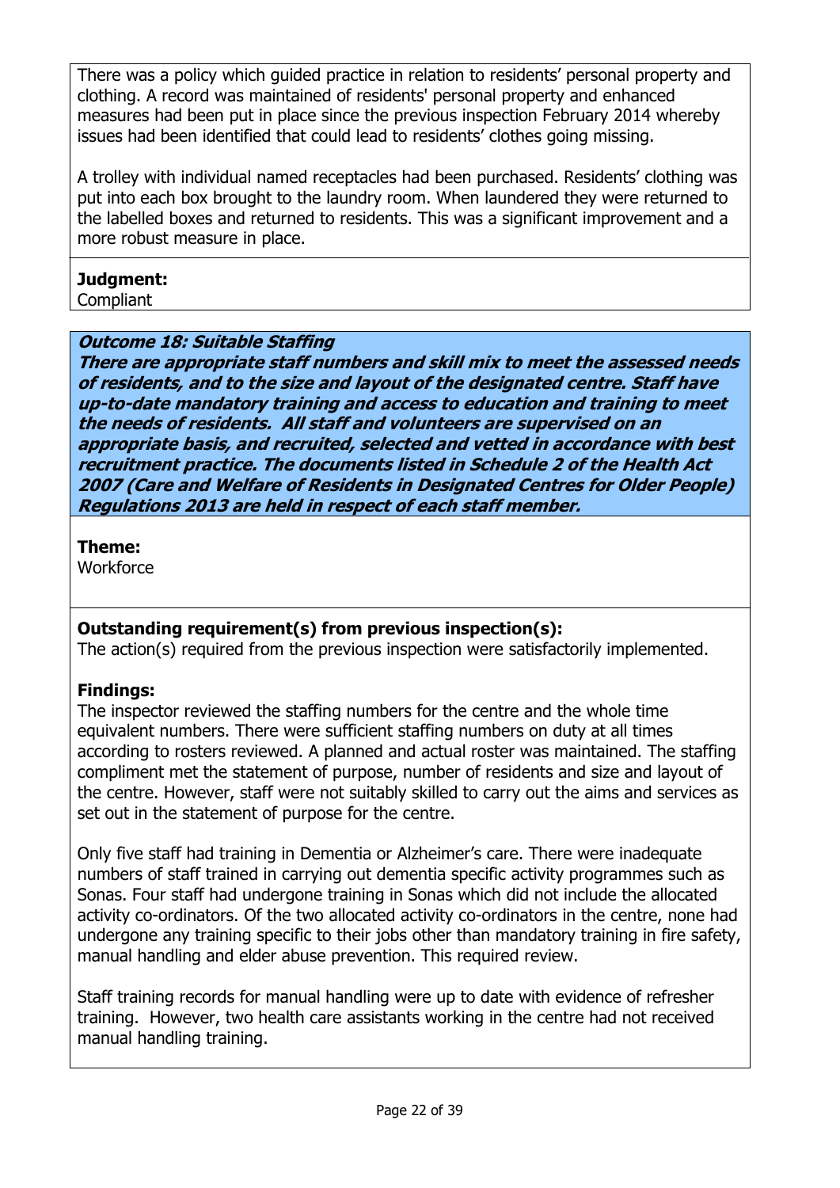There was a policy which guided practice in relation to residents' personal property and clothing. A record was maintained of residents' personal property and enhanced measures had been put in place since the previous inspection February 2014 whereby issues had been identified that could lead to residents' clothes going missing.

A trolley with individual named receptacles had been purchased. Residents' clothing was put into each box brought to the laundry room. When laundered they were returned to the labelled boxes and returned to residents. This was a significant improvement and a more robust measure in place.

**Judgment:**
Compliant

***Outcome 18: Suitable Staffing***
***There are appropriate staff numbers and skill mix to meet the assessed needs of residents, and to the size and layout of the designated centre. Staff have up-to-date mandatory training and access to education and training to meet the needs of residents. All staff and volunteers are supervised on an appropriate basis, and recruited, selected and vetted in accordance with best recruitment practice. The documents listed in Schedule 2 of the Health Act 2007 (Care and Welfare of Residents in Designated Centres for Older People) Regulations 2013 are held in respect of each staff member.***

**Theme:**
Workforce

**Outstanding requirement(s) from previous inspection(s):**
The action(s) required from the previous inspection were satisfactorily implemented.

**Findings:**
The inspector reviewed the staffing numbers for the centre and the whole time equivalent numbers. There were sufficient staffing numbers on duty at all times according to rosters reviewed. A planned and actual roster was maintained. The staffing compliment met the statement of purpose, number of residents and size and layout of the centre. However, staff were not suitably skilled to carry out the aims and services as set out in the statement of purpose for the centre.

Only five staff had training in Dementia or Alzheimer's care. There were inadequate numbers of staff trained in carrying out dementia specific activity programmes such as Sonas. Four staff had undergone training in Sonas which did not include the allocated activity co-ordinators. Of the two allocated activity co-ordinators in the centre, none had undergone any training specific to their jobs other than mandatory training in fire safety, manual handling and elder abuse prevention. This required review.

Staff training records for manual handling were up to date with evidence of refresher training. However, two health care assistants working in the centre had not received manual handling training.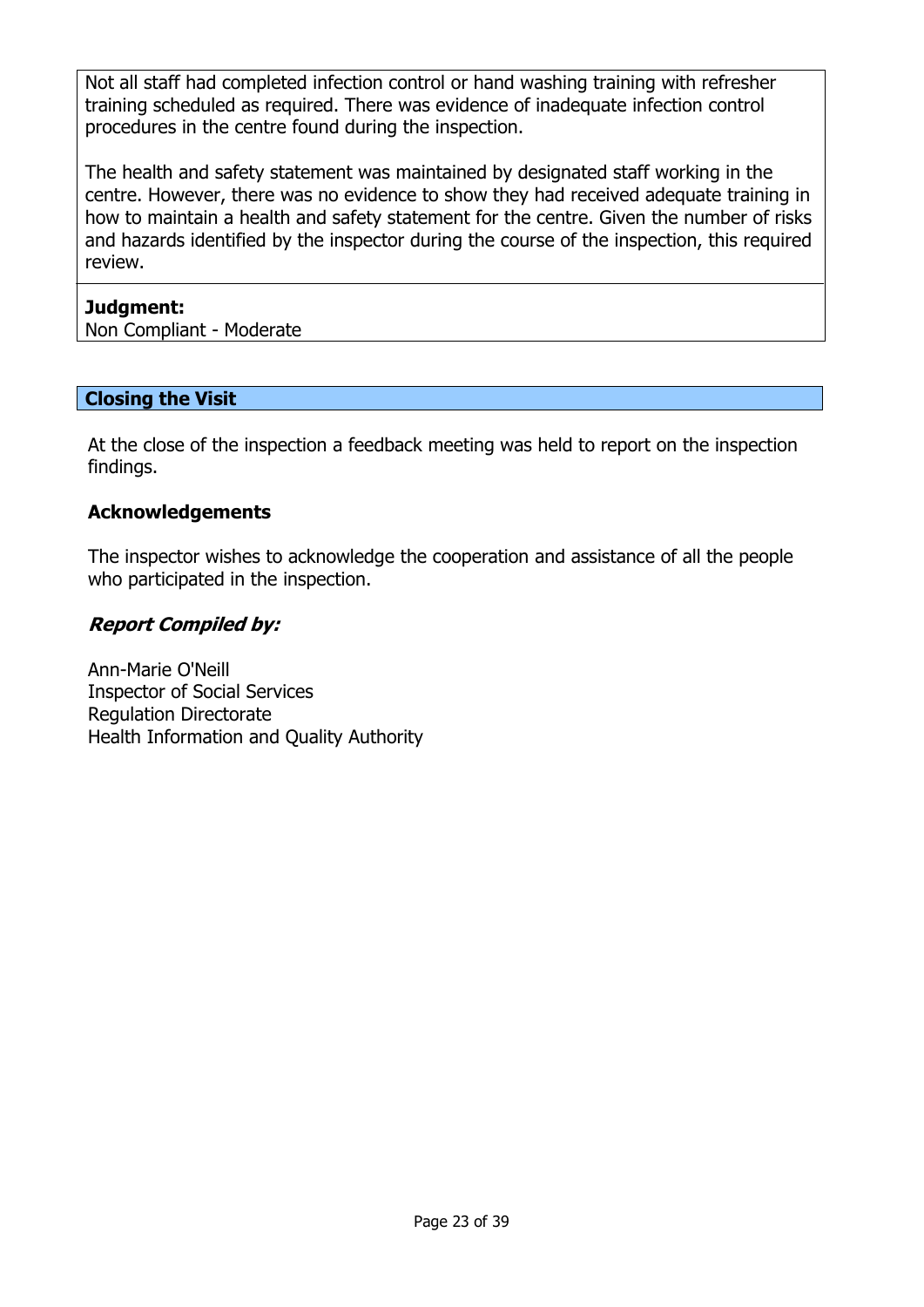Not all staff had completed infection control or hand washing training with refresher training scheduled as required. There was evidence of inadequate infection control procedures in the centre found during the inspection.

The health and safety statement was maintained by designated staff working in the centre. However, there was no evidence to show they had received adequate training in how to maintain a health and safety statement for the centre. Given the number of risks and hazards identified by the inspector during the course of the inspection, this required review.

**Judgment:**
Non Compliant - Moderate

## Closing the Visit

At the close of the inspection a feedback meeting was held to report on the inspection findings.

### Acknowledgements

The inspector wishes to acknowledge the cooperation and assistance of all the people who participated in the inspection.

### *Report Compiled by:*

Ann-Marie O'Neill
Inspector of Social Services
Regulation Directorate
Health Information and Quality Authority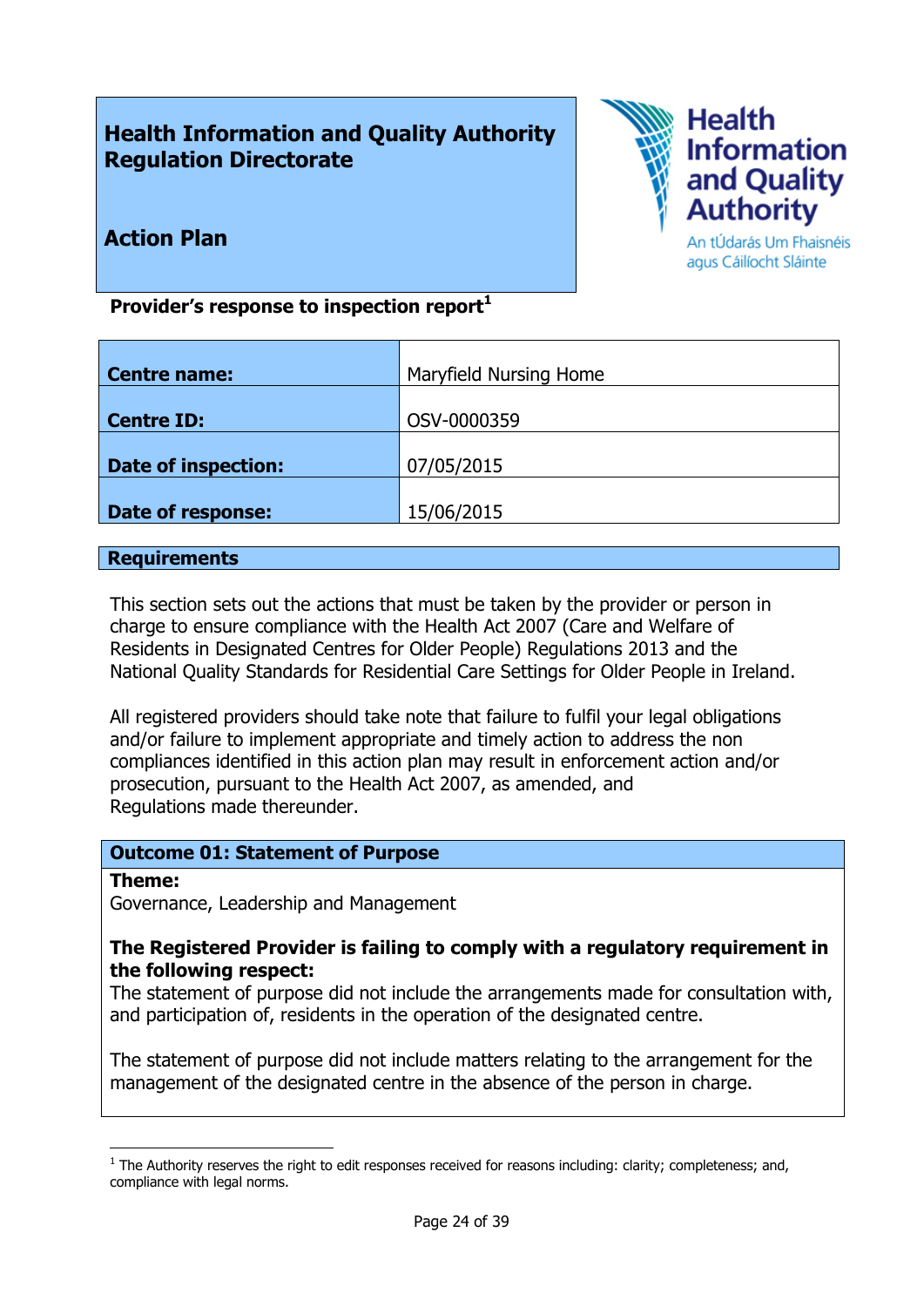# Health Information and Quality Authority Regulation Directorate

## Action Plan

Health Information and Quality Authority
An tÚdarás Um Fhaisnéis agus Cáilíocht Sláinte

**Provider's response to inspection report**[1]

| **Centre name:** | Maryfield Nursing Home |
|---|---|
| **Centre ID:** | OSV-0000359 |
| **Date of inspection:** | 07/05/2015 |
| **Date of response:** | 15/06/2015 |

## Requirements

This section sets out the actions that must be taken by the provider or person in charge to ensure compliance with the Health Act 2007 (Care and Welfare of Residents in Designated Centres for Older People) Regulations 2013 and the National Quality Standards for Residential Care Settings for Older People in Ireland.

All registered providers should take note that failure to fulfil your legal obligations and/or failure to implement appropriate and timely action to address the non compliances identified in this action plan may result in enforcement action and/or prosecution, pursuant to the Health Act 2007, as amended, and Regulations made thereunder.

### Outcome 01: Statement of Purpose

**Theme:**
Governance, Leadership and Management

**The Registered Provider is failing to comply with a regulatory requirement in the following respect:**
The statement of purpose did not include the arrangements made for consultation with, and participation of, residents in the operation of the designated centre.

The statement of purpose did not include matters relating to the arrangement for the management of the designated centre in the absence of the person in charge.

[1] The Authority reserves the right to edit responses received for reasons including: clarity; completeness; and, compliance with legal norms.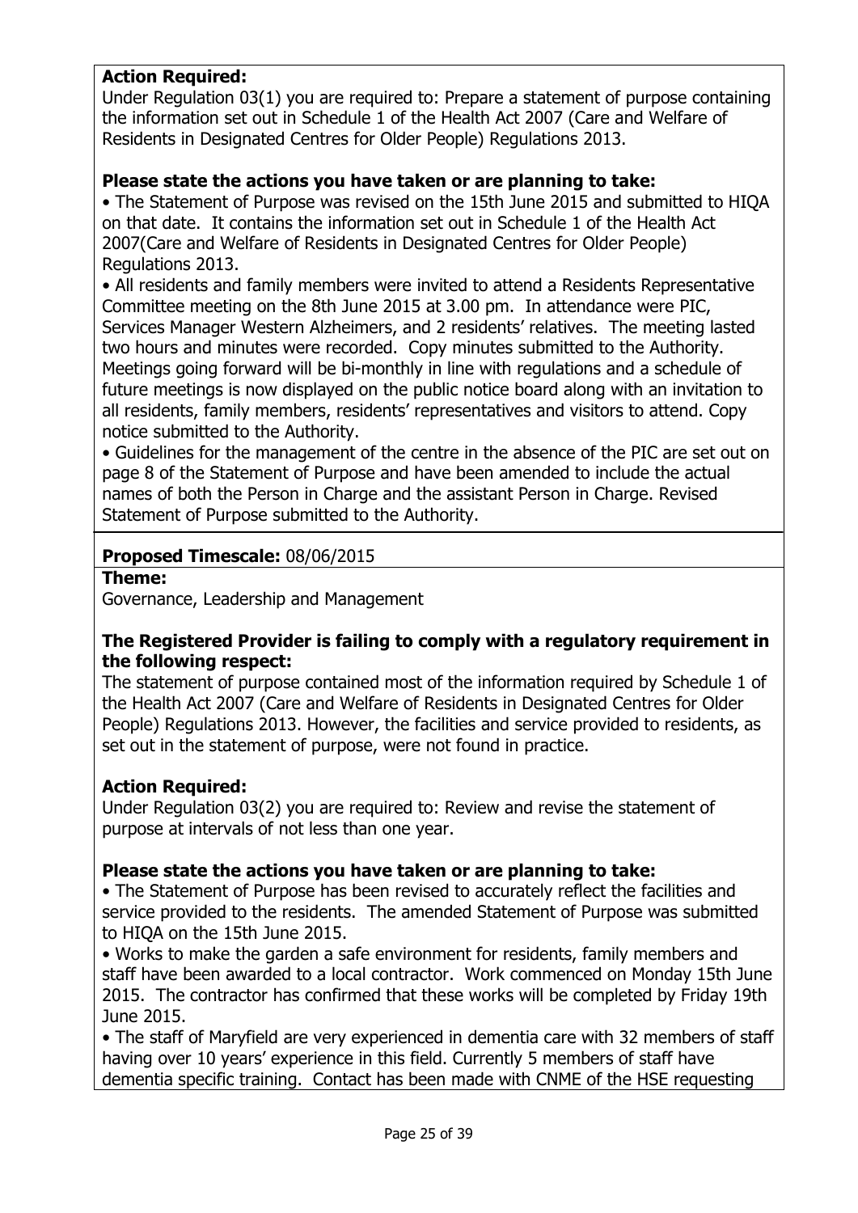**Action Required:**
Under Regulation 03(1) you are required to: Prepare a statement of purpose containing the information set out in Schedule 1 of the Health Act 2007 (Care and Welfare of Residents in Designated Centres for Older People) Regulations 2013.

**Please state the actions you have taken or are planning to take:**

- The Statement of Purpose was revised on the 15th June 2015 and submitted to HIQA on that date. It contains the information set out in Schedule 1 of the Health Act 2007(Care and Welfare of Residents in Designated Centres for Older People) Regulations 2013.
- All residents and family members were invited to attend a Residents Representative Committee meeting on the 8th June 2015 at 3.00 pm. In attendance were PIC, Services Manager Western Alzheimers, and 2 residents' relatives. The meeting lasted two hours and minutes were recorded. Copy minutes submitted to the Authority. Meetings going forward will be bi-monthly in line with regulations and a schedule of future meetings is now displayed on the public notice board along with an invitation to all residents, family members, residents' representatives and visitors to attend. Copy notice submitted to the Authority.
- Guidelines for the management of the centre in the absence of the PIC are set out on page 8 of the Statement of Purpose and have been amended to include the actual names of both the Person in Charge and the assistant Person in Charge. Revised Statement of Purpose submitted to the Authority.

**Proposed Timescale:** 08/06/2015

**Theme:**
Governance, Leadership and Management

**The Registered Provider is failing to comply with a regulatory requirement in the following respect:**
The statement of purpose contained most of the information required by Schedule 1 of the Health Act 2007 (Care and Welfare of Residents in Designated Centres for Older People) Regulations 2013. However, the facilities and service provided to residents, as set out in the statement of purpose, were not found in practice.

**Action Required:**
Under Regulation 03(2) you are required to: Review and revise the statement of purpose at intervals of not less than one year.

**Please state the actions you have taken or are planning to take:**

- The Statement of Purpose has been revised to accurately reflect the facilities and service provided to the residents. The amended Statement of Purpose was submitted to HIQA on the 15th June 2015.
- Works to make the garden a safe environment for residents, family members and staff have been awarded to a local contractor. Work commenced on Monday 15th June 2015. The contractor has confirmed that these works will be completed by Friday 19th June 2015.
- The staff of Maryfield are very experienced in dementia care with 32 members of staff having over 10 years' experience in this field. Currently 5 members of staff have dementia specific training. Contact has been made with CNME of the HSE requesting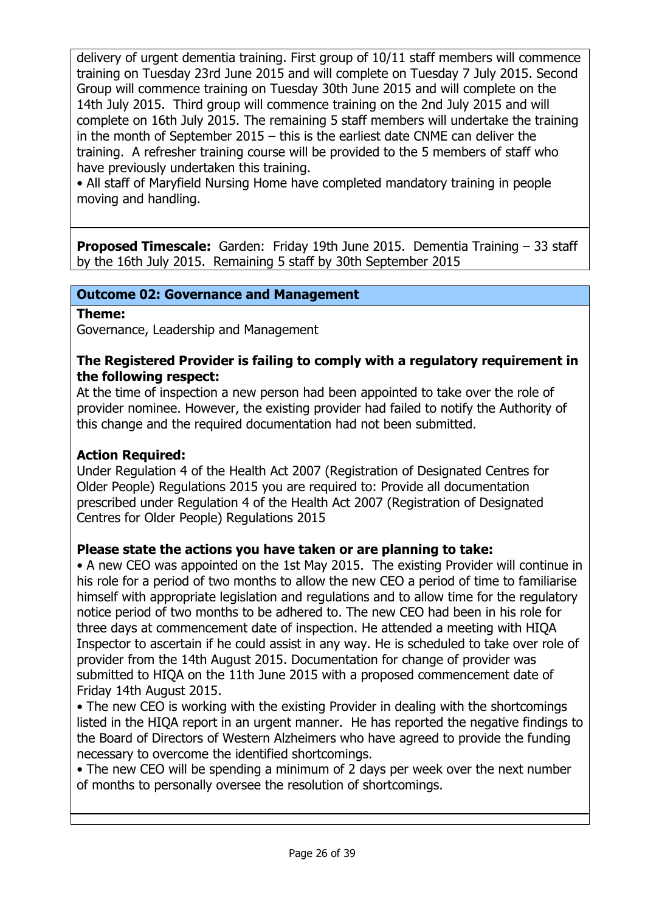delivery of urgent dementia training. First group of 10/11 staff members will commence training on Tuesday 23rd June 2015 and will complete on Tuesday 7 July 2015. Second Group will commence training on Tuesday 30th June 2015 and will complete on the 14th July 2015. Third group will commence training on the 2nd July 2015 and will complete on 16th July 2015. The remaining 5 staff members will undertake the training in the month of September 2015 – this is the earliest date CNME can deliver the training. A refresher training course will be provided to the 5 members of staff who have previously undertaken this training.

• All staff of Maryfield Nursing Home have completed mandatory training in people moving and handling.

**Proposed Timescale:** Garden: Friday 19th June 2015. Dementia Training – 33 staff by the 16th July 2015. Remaining 5 staff by 30th September 2015

## Outcome 02: Governance and Management

**Theme:**
Governance, Leadership and Management

**The Registered Provider is failing to comply with a regulatory requirement in the following respect:**
At the time of inspection a new person had been appointed to take over the role of provider nominee. However, the existing provider had failed to notify the Authority of this change and the required documentation had not been submitted.

**Action Required:**
Under Regulation 4 of the Health Act 2007 (Registration of Designated Centres for Older People) Regulations 2015 you are required to: Provide all documentation prescribed under Regulation 4 of the Health Act 2007 (Registration of Designated Centres for Older People) Regulations 2015

**Please state the actions you have taken or are planning to take:**
• A new CEO was appointed on the 1st May 2015. The existing Provider will continue in his role for a period of two months to allow the new CEO a period of time to familiarise himself with appropriate legislation and regulations and to allow time for the regulatory notice period of two months to be adhered to. The new CEO had been in his role for three days at commencement date of inspection. He attended a meeting with HIQA Inspector to ascertain if he could assist in any way. He is scheduled to take over role of provider from the 14th August 2015. Documentation for change of provider was submitted to HIQA on the 11th June 2015 with a proposed commencement date of Friday 14th August 2015.

• The new CEO is working with the existing Provider in dealing with the shortcomings listed in the HIQA report in an urgent manner. He has reported the negative findings to the Board of Directors of Western Alzheimers who have agreed to provide the funding necessary to overcome the identified shortcomings.

• The new CEO will be spending a minimum of 2 days per week over the next number of months to personally oversee the resolution of shortcomings.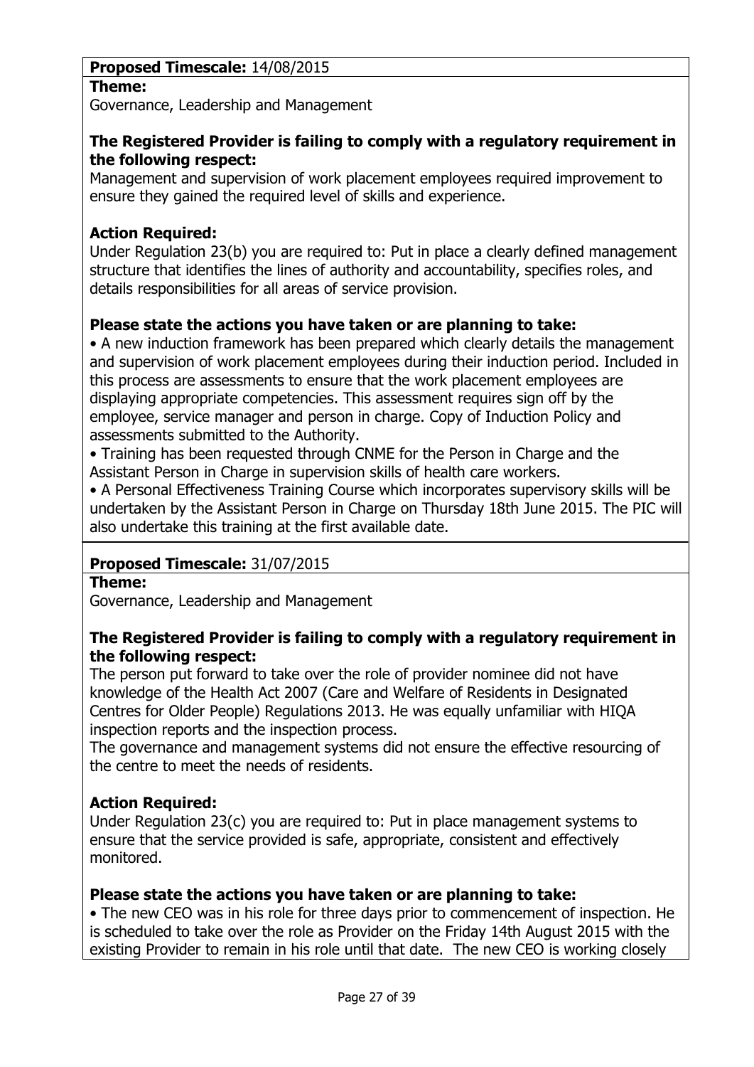**Proposed Timescale:** 14/08/2015

**Theme:**
Governance, Leadership and Management

**The Registered Provider is failing to comply with a regulatory requirement in the following respect:**
Management and supervision of work placement employees required improvement to ensure they gained the required level of skills and experience.

**Action Required:**
Under Regulation 23(b) you are required to: Put in place a clearly defined management structure that identifies the lines of authority and accountability, specifies roles, and details responsibilities for all areas of service provision.

**Please state the actions you have taken or are planning to take:**
• A new induction framework has been prepared which clearly details the management and supervision of work placement employees during their induction period. Included in this process are assessments to ensure that the work placement employees are displaying appropriate competencies. This assessment requires sign off by the employee, service manager and person in charge. Copy of Induction Policy and assessments submitted to the Authority.
• Training has been requested through CNME for the Person in Charge and the Assistant Person in Charge in supervision skills of health care workers.
• A Personal Effectiveness Training Course which incorporates supervisory skills will be undertaken by the Assistant Person in Charge on Thursday 18th June 2015. The PIC will also undertake this training at the first available date.

**Proposed Timescale:** 31/07/2015

**Theme:**
Governance, Leadership and Management

**The Registered Provider is failing to comply with a regulatory requirement in the following respect:**
The person put forward to take over the role of provider nominee did not have knowledge of the Health Act 2007 (Care and Welfare of Residents in Designated Centres for Older People) Regulations 2013. He was equally unfamiliar with HIQA inspection reports and the inspection process.
The governance and management systems did not ensure the effective resourcing of the centre to meet the needs of residents.

**Action Required:**
Under Regulation 23(c) you are required to: Put in place management systems to ensure that the service provided is safe, appropriate, consistent and effectively monitored.

**Please state the actions you have taken or are planning to take:**
• The new CEO was in his role for three days prior to commencement of inspection. He is scheduled to take over the role as Provider on the Friday 14th August 2015 with the existing Provider to remain in his role until that date. The new CEO is working closely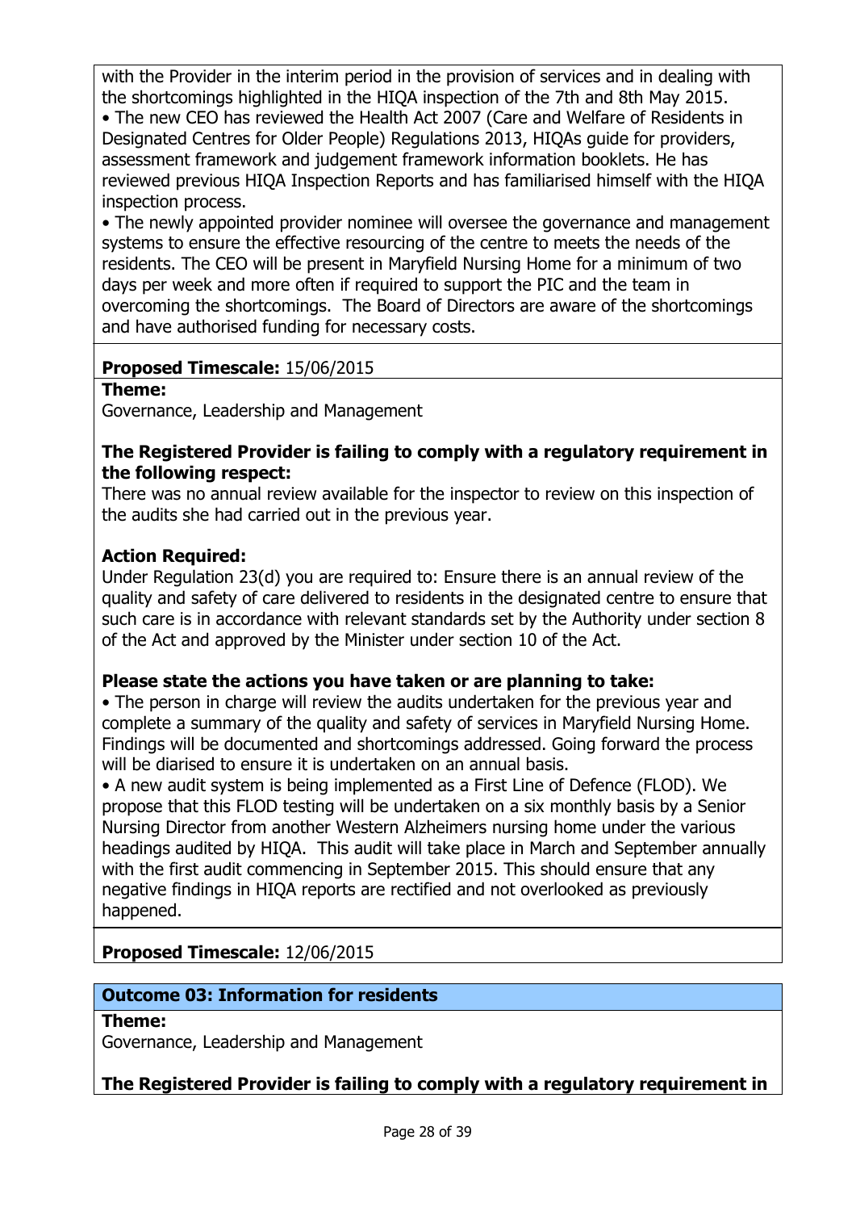with the Provider in the interim period in the provision of services and in dealing with the shortcomings highlighted in the HIQA inspection of the 7th and 8th May 2015.

- The new CEO has reviewed the Health Act 2007 (Care and Welfare of Residents in Designated Centres for Older People) Regulations 2013, HIQAs guide for providers, assessment framework and judgement framework information booklets. He has reviewed previous HIQA Inspection Reports and has familiarised himself with the HIQA inspection process.
- The newly appointed provider nominee will oversee the governance and management systems to ensure the effective resourcing of the centre to meets the needs of the residents. The CEO will be present in Maryfield Nursing Home for a minimum of two days per week and more often if required to support the PIC and the team in overcoming the shortcomings. The Board of Directors are aware of the shortcomings and have authorised funding for necessary costs.

**Proposed Timescale:** 15/06/2015

**Theme:**
Governance, Leadership and Management

**The Registered Provider is failing to comply with a regulatory requirement in the following respect:**
There was no annual review available for the inspector to review on this inspection of the audits she had carried out in the previous year.

**Action Required:**
Under Regulation 23(d) you are required to: Ensure there is an annual review of the quality and safety of care delivered to residents in the designated centre to ensure that such care is in accordance with relevant standards set by the Authority under section 8 of the Act and approved by the Minister under section 10 of the Act.

**Please state the actions you have taken or are planning to take:**

- The person in charge will review the audits undertaken for the previous year and complete a summary of the quality and safety of services in Maryfield Nursing Home. Findings will be documented and shortcomings addressed. Going forward the process will be diarised to ensure it is undertaken on an annual basis.
- A new audit system is being implemented as a First Line of Defence (FLOD). We propose that this FLOD testing will be undertaken on a six monthly basis by a Senior Nursing Director from another Western Alzheimers nursing home under the various headings audited by HIQA. This audit will take place in March and September annually with the first audit commencing in September 2015. This should ensure that any negative findings in HIQA reports are rectified and not overlooked as previously happened.

**Proposed Timescale:** 12/06/2015

## Outcome 03: Information for residents

**Theme:**
Governance, Leadership and Management

**The Registered Provider is failing to comply with a regulatory requirement in**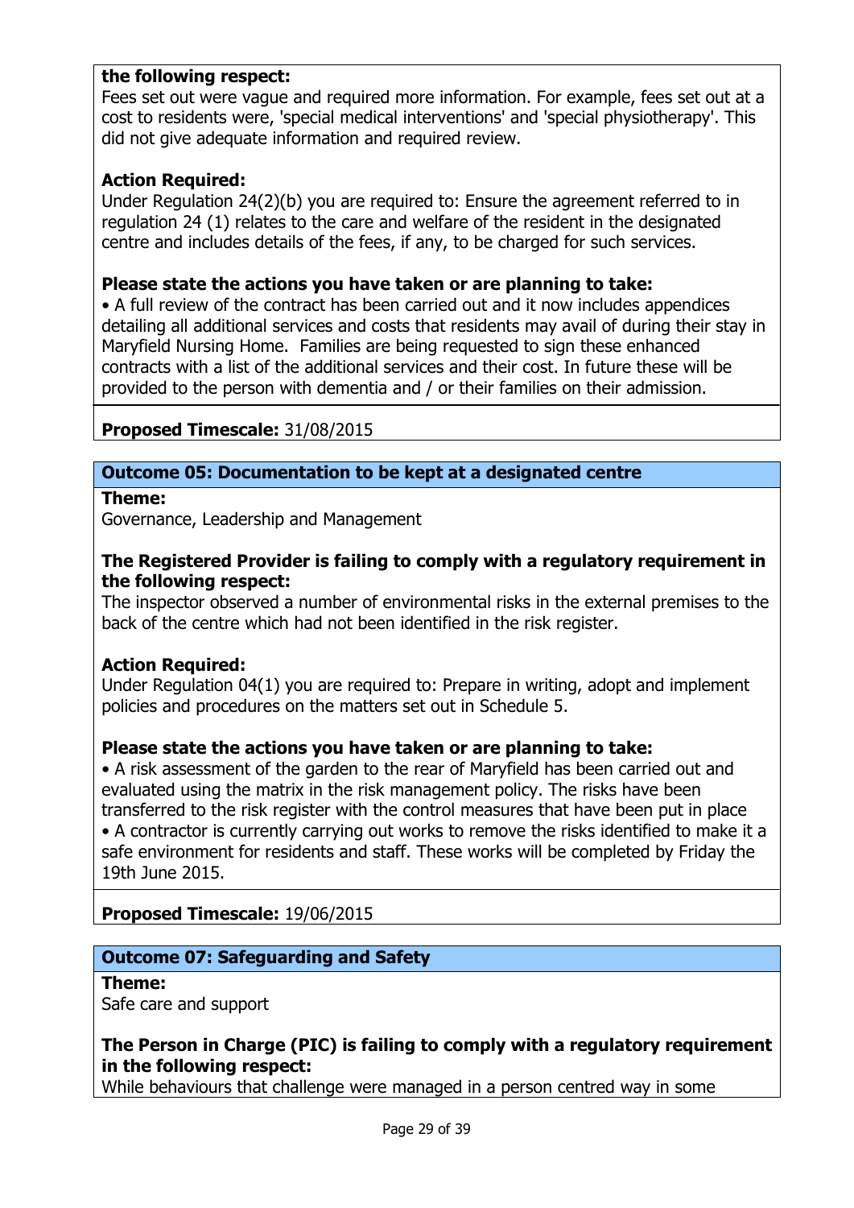**the following respect:**
Fees set out were vague and required more information. For example, fees set out at a cost to residents were, 'special medical interventions' and 'special physiotherapy'. This did not give adequate information and required review.

**Action Required:**
Under Regulation 24(2)(b) you are required to: Ensure the agreement referred to in regulation 24 (1) relates to the care and welfare of the resident in the designated centre and includes details of the fees, if any, to be charged for such services.

**Please state the actions you have taken or are planning to take:**
• A full review of the contract has been carried out and it now includes appendices detailing all additional services and costs that residents may avail of during their stay in Maryfield Nursing Home. Families are being requested to sign these enhanced contracts with a list of the additional services and their cost. In future these will be provided to the person with dementia and / or their families on their admission.

**Proposed Timescale:** 31/08/2015

## Outcome 05: Documentation to be kept at a designated centre

**Theme:**
Governance, Leadership and Management

**The Registered Provider is failing to comply with a regulatory requirement in the following respect:**
The inspector observed a number of environmental risks in the external premises to the back of the centre which had not been identified in the risk register.

**Action Required:**
Under Regulation 04(1) you are required to: Prepare in writing, adopt and implement policies and procedures on the matters set out in Schedule 5.

**Please state the actions you have taken or are planning to take:**
• A risk assessment of the garden to the rear of Maryfield has been carried out and evaluated using the matrix in the risk management policy. The risks have been transferred to the risk register with the control measures that have been put in place
• A contractor is currently carrying out works to remove the risks identified to make it a safe environment for residents and staff. These works will be completed by Friday the 19th June 2015.

**Proposed Timescale:** 19/06/2015

## Outcome 07: Safeguarding and Safety

**Theme:**
Safe care and support

**The Person in Charge (PIC) is failing to comply with a regulatory requirement in the following respect:**
While behaviours that challenge were managed in a person centred way in some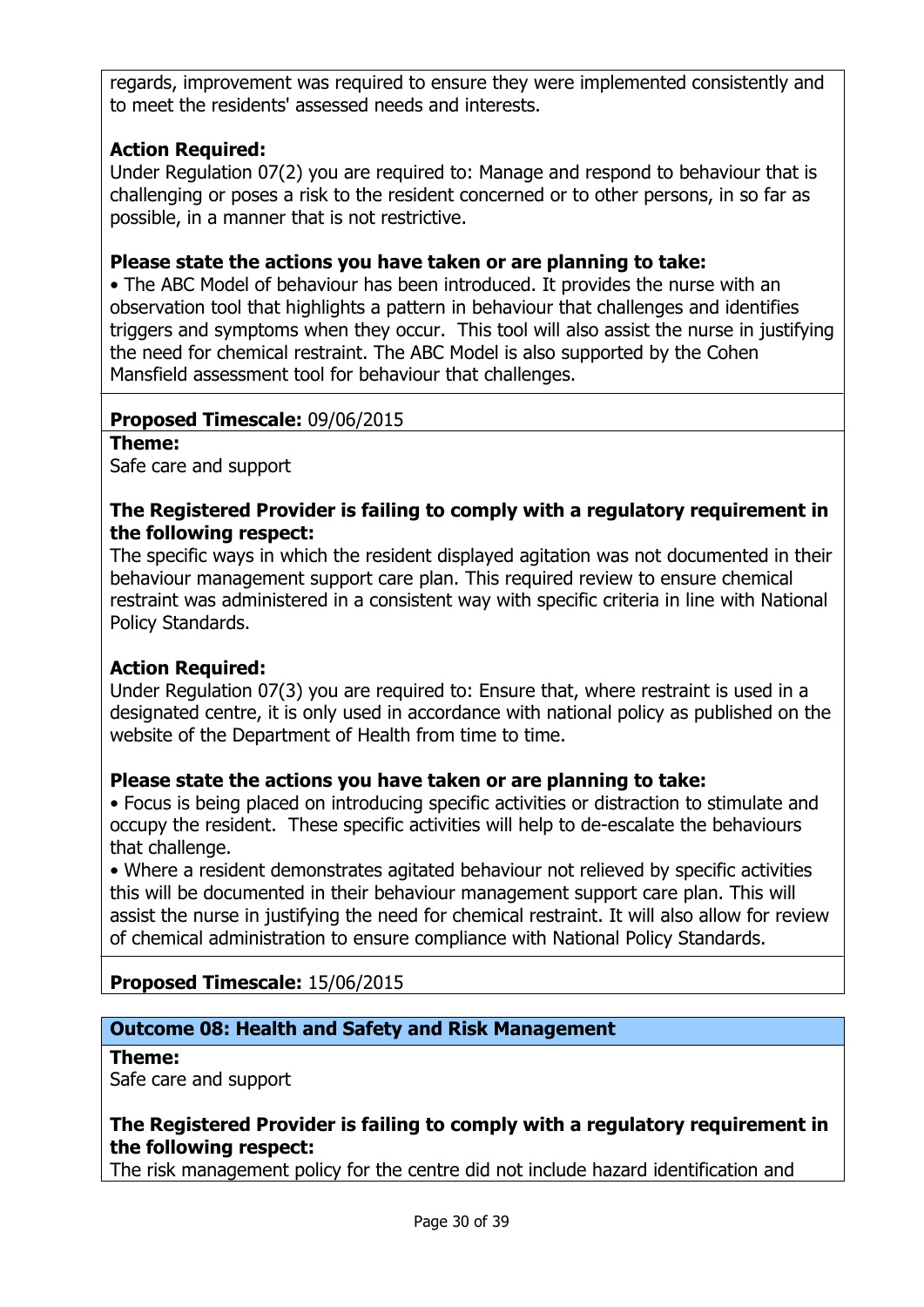regards, improvement was required to ensure they were implemented consistently and to meet the residents' assessed needs and interests.

**Action Required:**
Under Regulation 07(2) you are required to: Manage and respond to behaviour that is challenging or poses a risk to the resident concerned or to other persons, in so far as possible, in a manner that is not restrictive.

**Please state the actions you have taken or are planning to take:**
• The ABC Model of behaviour has been introduced. It provides the nurse with an observation tool that highlights a pattern in behaviour that challenges and identifies triggers and symptoms when they occur. This tool will also assist the nurse in justifying the need for chemical restraint. The ABC Model is also supported by the Cohen Mansfield assessment tool for behaviour that challenges.

**Proposed Timescale:** 09/06/2015

**Theme:**
Safe care and support

**The Registered Provider is failing to comply with a regulatory requirement in the following respect:**
The specific ways in which the resident displayed agitation was not documented in their behaviour management support care plan. This required review to ensure chemical restraint was administered in a consistent way with specific criteria in line with National Policy Standards.

**Action Required:**
Under Regulation 07(3) you are required to: Ensure that, where restraint is used in a designated centre, it is only used in accordance with national policy as published on the website of the Department of Health from time to time.

**Please state the actions you have taken or are planning to take:**
• Focus is being placed on introducing specific activities or distraction to stimulate and occupy the resident. These specific activities will help to de-escalate the behaviours that challenge.
• Where a resident demonstrates agitated behaviour not relieved by specific activities this will be documented in their behaviour management support care plan. This will assist the nurse in justifying the need for chemical restraint. It will also allow for review of chemical administration to ensure compliance with National Policy Standards.

**Proposed Timescale:** 15/06/2015

## Outcome 08: Health and Safety and Risk Management

**Theme:**
Safe care and support

**The Registered Provider is failing to comply with a regulatory requirement in the following respect:**
The risk management policy for the centre did not include hazard identification and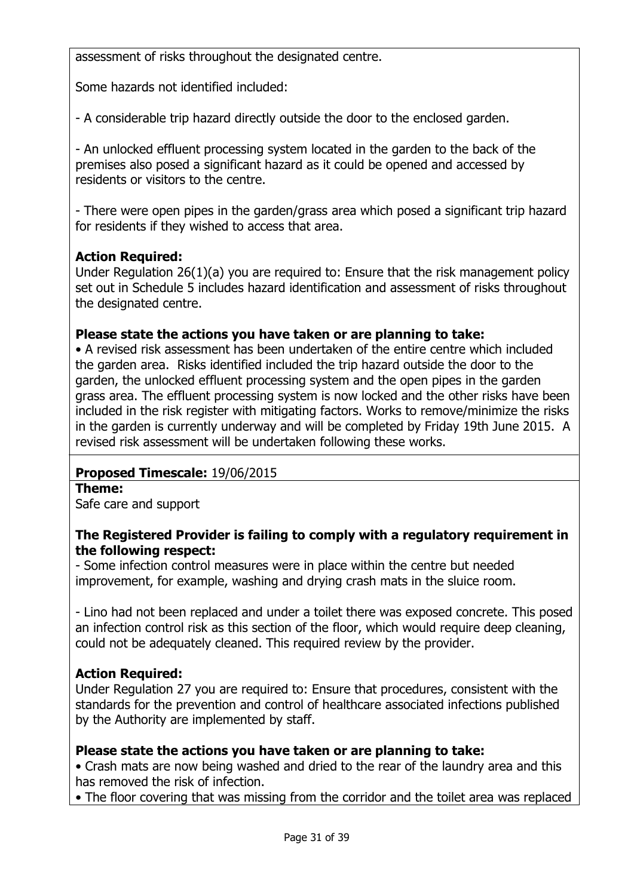assessment of risks throughout the designated centre.

Some hazards not identified included:

- A considerable trip hazard directly outside the door to the enclosed garden.

- An unlocked effluent processing system located in the garden to the back of the premises also posed a significant hazard as it could be opened and accessed by residents or visitors to the centre.

- There were open pipes in the garden/grass area which posed a significant trip hazard for residents if they wished to access that area.

**Action Required:**
Under Regulation 26(1)(a) you are required to: Ensure that the risk management policy set out in Schedule 5 includes hazard identification and assessment of risks throughout the designated centre.

**Please state the actions you have taken or are planning to take:**
• A revised risk assessment has been undertaken of the entire centre which included the garden area. Risks identified included the trip hazard outside the door to the garden, the unlocked effluent processing system and the open pipes in the garden grass area. The effluent processing system is now locked and the other risks have been included in the risk register with mitigating factors. Works to remove/minimize the risks in the garden is currently underway and will be completed by Friday 19th June 2015. A revised risk assessment will be undertaken following these works.

**Proposed Timescale:** 19/06/2015

**Theme:**
Safe care and support

**The Registered Provider is failing to comply with a regulatory requirement in the following respect:**
- Some infection control measures were in place within the centre but needed improvement, for example, washing and drying crash mats in the sluice room.

- Lino had not been replaced and under a toilet there was exposed concrete. This posed an infection control risk as this section of the floor, which would require deep cleaning, could not be adequately cleaned. This required review by the provider.

**Action Required:**
Under Regulation 27 you are required to: Ensure that procedures, consistent with the standards for the prevention and control of healthcare associated infections published by the Authority are implemented by staff.

**Please state the actions you have taken or are planning to take:**
• Crash mats are now being washed and dried to the rear of the laundry area and this has removed the risk of infection.
• The floor covering that was missing from the corridor and the toilet area was replaced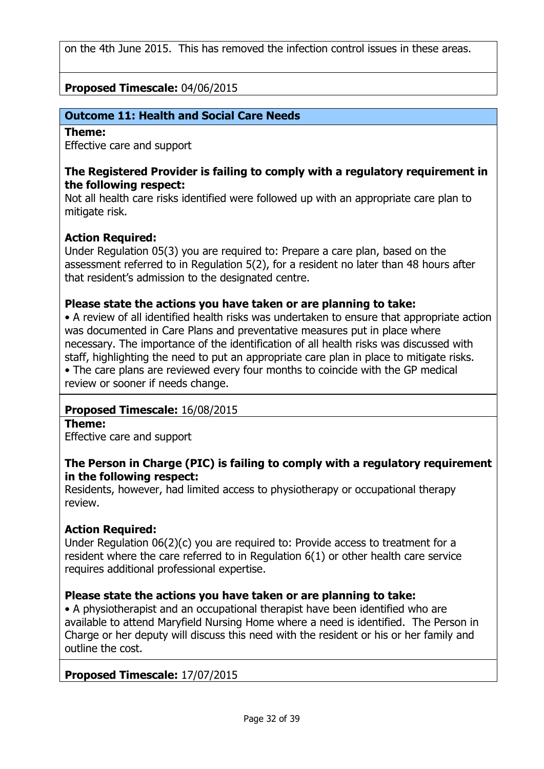on the 4th June 2015. This has removed the infection control issues in these areas.

**Proposed Timescale:** 04/06/2015

## Outcome 11: Health and Social Care Needs

**Theme:**
Effective care and support

**The Registered Provider is failing to comply with a regulatory requirement in the following respect:**
Not all health care risks identified were followed up with an appropriate care plan to mitigate risk.

**Action Required:**
Under Regulation 05(3) you are required to: Prepare a care plan, based on the assessment referred to in Regulation 5(2), for a resident no later than 48 hours after that resident's admission to the designated centre.

**Please state the actions you have taken or are planning to take:**
• A review of all identified health risks was undertaken to ensure that appropriate action was documented in Care Plans and preventative measures put in place where necessary. The importance of the identification of all health risks was discussed with staff, highlighting the need to put an appropriate care plan in place to mitigate risks.
• The care plans are reviewed every four months to coincide with the GP medical review or sooner if needs change.

**Proposed Timescale:** 16/08/2015

**Theme:**
Effective care and support

**The Person in Charge (PIC) is failing to comply with a regulatory requirement in the following respect:**
Residents, however, had limited access to physiotherapy or occupational therapy review.

**Action Required:**
Under Regulation 06(2)(c) you are required to: Provide access to treatment for a resident where the care referred to in Regulation 6(1) or other health care service requires additional professional expertise.

**Please state the actions you have taken or are planning to take:**
• A physiotherapist and an occupational therapist have been identified who are available to attend Maryfield Nursing Home where a need is identified. The Person in Charge or her deputy will discuss this need with the resident or his or her family and outline the cost.

**Proposed Timescale:** 17/07/2015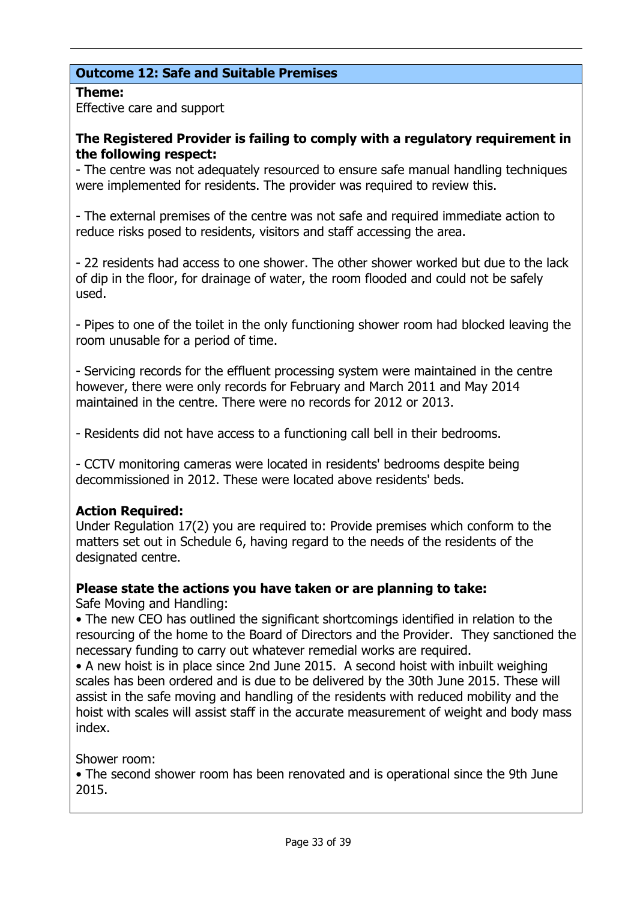## Outcome 12: Safe and Suitable Premises

**Theme:**
Effective care and support

**The Registered Provider is failing to comply with a regulatory requirement in the following respect:**
- The centre was not adequately resourced to ensure safe manual handling techniques were implemented for residents. The provider was required to review this.

- The external premises of the centre was not safe and required immediate action to reduce risks posed to residents, visitors and staff accessing the area.

- 22 residents had access to one shower. The other shower worked but due to the lack of dip in the floor, for drainage of water, the room flooded and could not be safely used.

- Pipes to one of the toilet in the only functioning shower room had blocked leaving the room unusable for a period of time.

- Servicing records for the effluent processing system were maintained in the centre however, there were only records for February and March 2011 and May 2014 maintained in the centre. There were no records for 2012 or 2013.

- Residents did not have access to a functioning call bell in their bedrooms.

- CCTV monitoring cameras were located in residents' bedrooms despite being decommissioned in 2012. These were located above residents' beds.

**Action Required:**
Under Regulation 17(2) you are required to: Provide premises which conform to the matters set out in Schedule 6, having regard to the needs of the residents of the designated centre.

**Please state the actions you have taken or are planning to take:**
Safe Moving and Handling:
• The new CEO has outlined the significant shortcomings identified in relation to the resourcing of the home to the Board of Directors and the Provider. They sanctioned the necessary funding to carry out whatever remedial works are required.
• A new hoist is in place since 2nd June 2015. A second hoist with inbuilt weighing scales has been ordered and is due to be delivered by the 30th June 2015. These will assist in the safe moving and handling of the residents with reduced mobility and the hoist with scales will assist staff in the accurate measurement of weight and body mass index.

Shower room:
• The second shower room has been renovated and is operational since the 9th June 2015.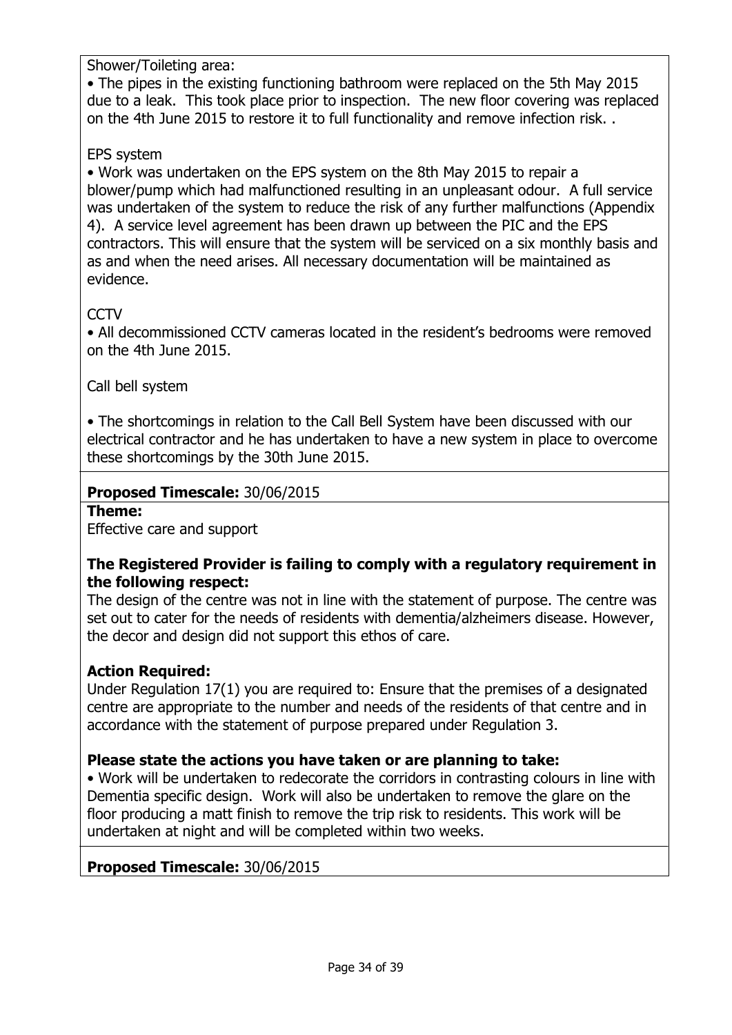Shower/Toileting area:

• The pipes in the existing functioning bathroom were replaced on the 5th May 2015 due to a leak. This took place prior to inspection. The new floor covering was replaced on the 4th June 2015 to restore it to full functionality and remove infection risk. .

EPS system

• Work was undertaken on the EPS system on the 8th May 2015 to repair a blower/pump which had malfunctioned resulting in an unpleasant odour. A full service was undertaken of the system to reduce the risk of any further malfunctions (Appendix 4). A service level agreement has been drawn up between the PIC and the EPS contractors. This will ensure that the system will be serviced on a six monthly basis and as and when the need arises. All necessary documentation will be maintained as evidence.

CCTV

• All decommissioned CCTV cameras located in the resident's bedrooms were removed on the 4th June 2015.

Call bell system

• The shortcomings in relation to the Call Bell System have been discussed with our electrical contractor and he has undertaken to have a new system in place to overcome these shortcomings by the 30th June 2015.

**Proposed Timescale:** 30/06/2015

**Theme:**
Effective care and support

**The Registered Provider is failing to comply with a regulatory requirement in the following respect:**
The design of the centre was not in line with the statement of purpose. The centre was set out to cater for the needs of residents with dementia/alzheimers disease. However, the decor and design did not support this ethos of care.

**Action Required:**
Under Regulation 17(1) you are required to: Ensure that the premises of a designated centre are appropriate to the number and needs of the residents of that centre and in accordance with the statement of purpose prepared under Regulation 3.

**Please state the actions you have taken or are planning to take:**
• Work will be undertaken to redecorate the corridors in contrasting colours in line with Dementia specific design. Work will also be undertaken to remove the glare on the floor producing a matt finish to remove the trip risk to residents. This work will be undertaken at night and will be completed within two weeks.

**Proposed Timescale:** 30/06/2015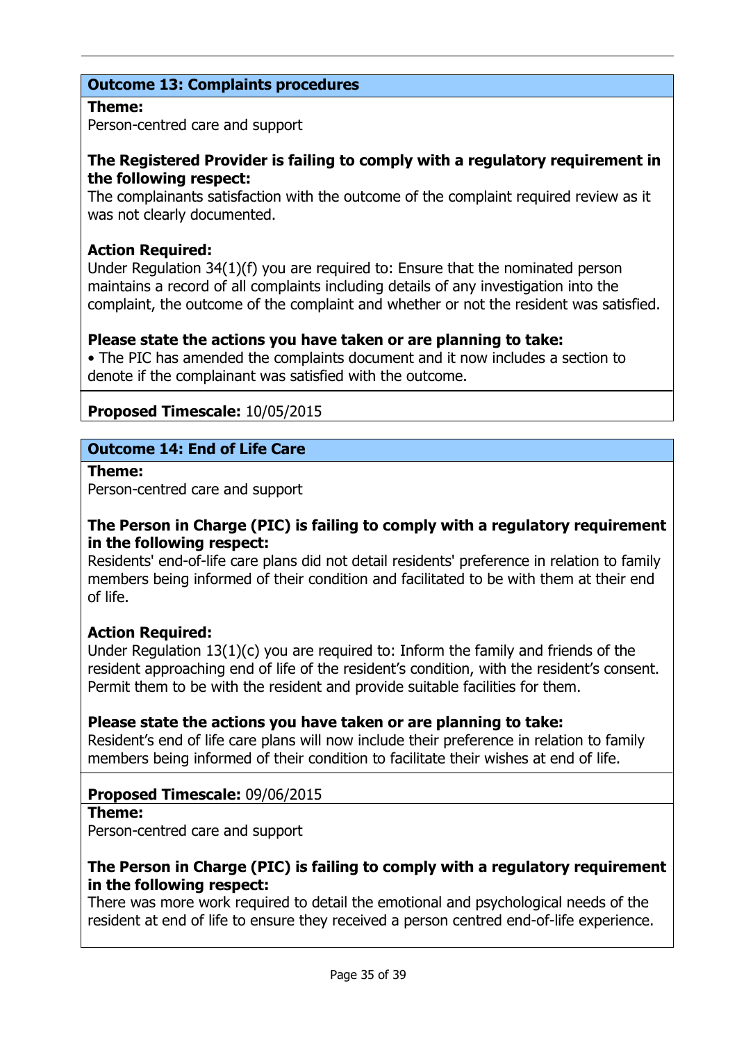### Outcome 13: Complaints procedures

**Theme:**
Person-centred care and support

**The Registered Provider is failing to comply with a regulatory requirement in the following respect:**
The complainants satisfaction with the outcome of the complaint required review as it was not clearly documented.

**Action Required:**
Under Regulation 34(1)(f) you are required to: Ensure that the nominated person maintains a record of all complaints including details of any investigation into the complaint, the outcome of the complaint and whether or not the resident was satisfied.

**Please state the actions you have taken or are planning to take:**
• The PIC has amended the complaints document and it now includes a section to denote if the complainant was satisfied with the outcome.

**Proposed Timescale:** 10/05/2015

### Outcome 14: End of Life Care

**Theme:**
Person-centred care and support

**The Person in Charge (PIC) is failing to comply with a regulatory requirement in the following respect:**
Residents' end-of-life care plans did not detail residents' preference in relation to family members being informed of their condition and facilitated to be with them at their end of life.

**Action Required:**
Under Regulation 13(1)(c) you are required to: Inform the family and friends of the resident approaching end of life of the resident's condition, with the resident's consent. Permit them to be with the resident and provide suitable facilities for them.

**Please state the actions you have taken or are planning to take:**
Resident's end of life care plans will now include their preference in relation to family members being informed of their condition to facilitate their wishes at end of life.

**Proposed Timescale:** 09/06/2015

**Theme:**
Person-centred care and support

**The Person in Charge (PIC) is failing to comply with a regulatory requirement in the following respect:**
There was more work required to detail the emotional and psychological needs of the resident at end of life to ensure they received a person centred end-of-life experience.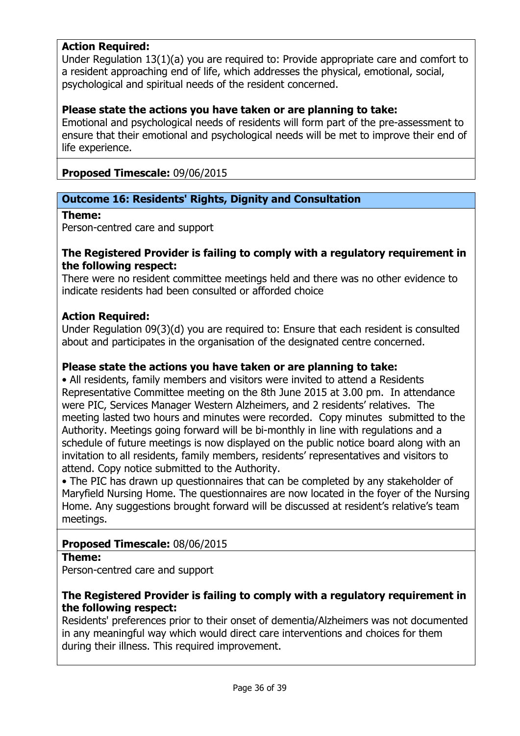**Action Required:**
Under Regulation 13(1)(a) you are required to: Provide appropriate care and comfort to a resident approaching end of life, which addresses the physical, emotional, social, psychological and spiritual needs of the resident concerned.

**Please state the actions you have taken or are planning to take:**
Emotional and psychological needs of residents will form part of the pre-assessment to ensure that their emotional and psychological needs will be met to improve their end of life experience.

**Proposed Timescale:** 09/06/2015

### Outcome 16: Residents' Rights, Dignity and Consultation

**Theme:**
Person-centred care and support

**The Registered Provider is failing to comply with a regulatory requirement in the following respect:**
There were no resident committee meetings held and there was no other evidence to indicate residents had been consulted or afforded choice

**Action Required:**
Under Regulation 09(3)(d) you are required to: Ensure that each resident is consulted about and participates in the organisation of the designated centre concerned.

**Please state the actions you have taken or are planning to take:**

- All residents, family members and visitors were invited to attend a Residents Representative Committee meeting on the 8th June 2015 at 3.00 pm. In attendance were PIC, Services Manager Western Alzheimers, and 2 residents' relatives. The meeting lasted two hours and minutes were recorded. Copy minutes submitted to the Authority. Meetings going forward will be bi-monthly in line with regulations and a schedule of future meetings is now displayed on the public notice board along with an invitation to all residents, family members, residents' representatives and visitors to attend. Copy notice submitted to the Authority.
- The PIC has drawn up questionnaires that can be completed by any stakeholder of Maryfield Nursing Home. The questionnaires are now located in the foyer of the Nursing Home. Any suggestions brought forward will be discussed at resident's relative's team meetings.

**Proposed Timescale:** 08/06/2015

**Theme:**
Person-centred care and support

**The Registered Provider is failing to comply with a regulatory requirement in the following respect:**
Residents' preferences prior to their onset of dementia/Alzheimers was not documented in any meaningful way which would direct care interventions and choices for them during their illness. This required improvement.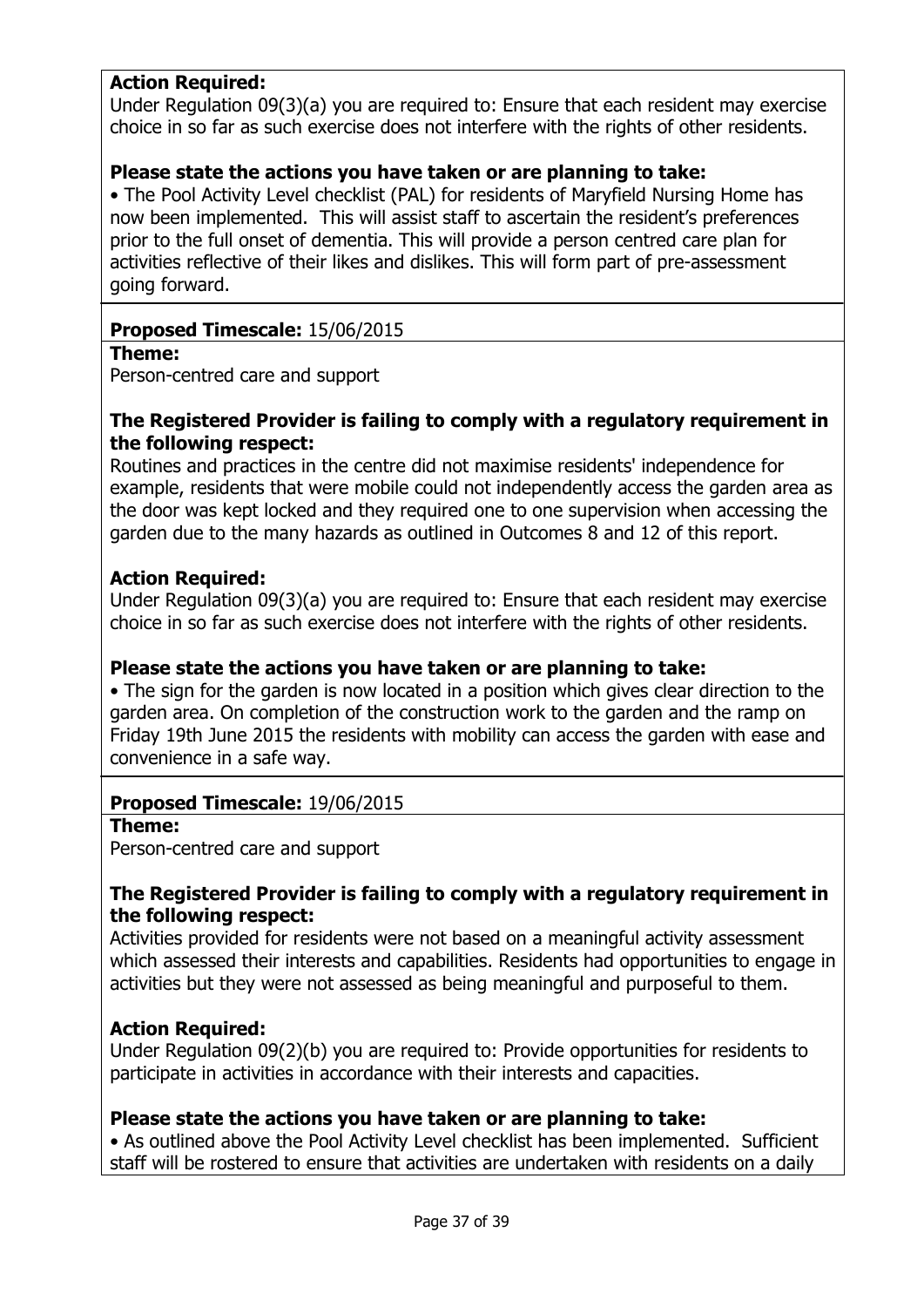**Action Required:**
Under Regulation 09(3)(a) you are required to: Ensure that each resident may exercise choice in so far as such exercise does not interfere with the rights of other residents.

**Please state the actions you have taken or are planning to take:**
• The Pool Activity Level checklist (PAL) for residents of Maryfield Nursing Home has now been implemented. This will assist staff to ascertain the resident's preferences prior to the full onset of dementia. This will provide a person centred care plan for activities reflective of their likes and dislikes. This will form part of pre-assessment going forward.

**Proposed Timescale:** 15/06/2015

**Theme:**
Person-centred care and support

**The Registered Provider is failing to comply with a regulatory requirement in the following respect:**
Routines and practices in the centre did not maximise residents' independence for example, residents that were mobile could not independently access the garden area as the door was kept locked and they required one to one supervision when accessing the garden due to the many hazards as outlined in Outcomes 8 and 12 of this report.

**Action Required:**
Under Regulation 09(3)(a) you are required to: Ensure that each resident may exercise choice in so far as such exercise does not interfere with the rights of other residents.

**Please state the actions you have taken or are planning to take:**
• The sign for the garden is now located in a position which gives clear direction to the garden area. On completion of the construction work to the garden and the ramp on Friday 19th June 2015 the residents with mobility can access the garden with ease and convenience in a safe way.

**Proposed Timescale:** 19/06/2015

**Theme:**
Person-centred care and support

**The Registered Provider is failing to comply with a regulatory requirement in the following respect:**
Activities provided for residents were not based on a meaningful activity assessment which assessed their interests and capabilities. Residents had opportunities to engage in activities but they were not assessed as being meaningful and purposeful to them.

**Action Required:**
Under Regulation 09(2)(b) you are required to: Provide opportunities for residents to participate in activities in accordance with their interests and capacities.

**Please state the actions you have taken or are planning to take:**
• As outlined above the Pool Activity Level checklist has been implemented. Sufficient staff will be rostered to ensure that activities are undertaken with residents on a daily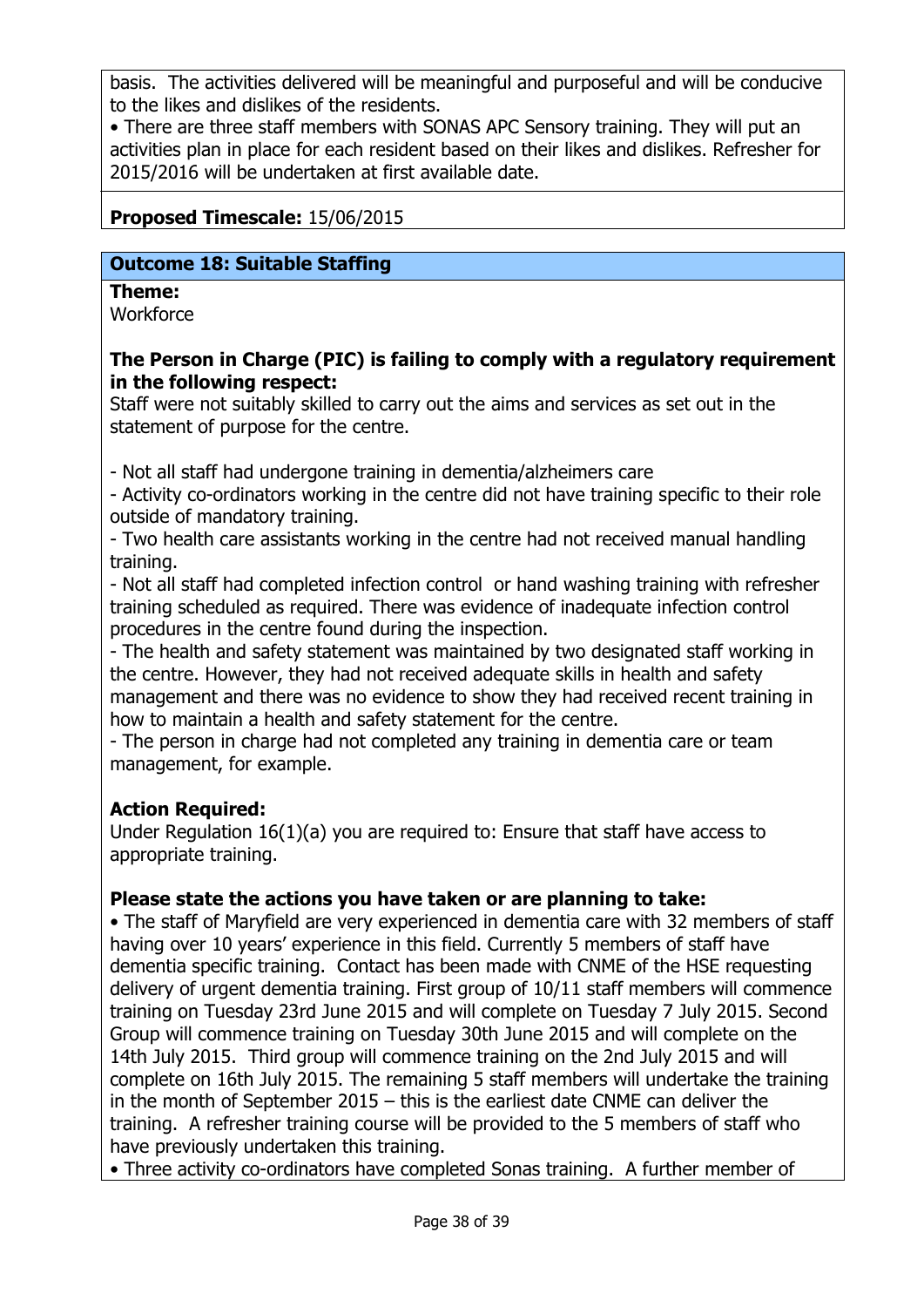basis. The activities delivered will be meaningful and purposeful and will be conducive to the likes and dislikes of the residents.
• There are three staff members with SONAS APC Sensory training. They will put an activities plan in place for each resident based on their likes and dislikes. Refresher for 2015/2016 will be undertaken at first available date.

**Proposed Timescale:** 15/06/2015

### Outcome 18: Suitable Staffing

**Theme:**
Workforce

**The Person in Charge (PIC) is failing to comply with a regulatory requirement in the following respect:**
Staff were not suitably skilled to carry out the aims and services as set out in the statement of purpose for the centre.

- Not all staff had undergone training in dementia/alzheimers care
- Activity co-ordinators working in the centre did not have training specific to their role outside of mandatory training.
- Two health care assistants working in the centre had not received manual handling training.
- Not all staff had completed infection control or hand washing training with refresher training scheduled as required. There was evidence of inadequate infection control procedures in the centre found during the inspection.
- The health and safety statement was maintained by two designated staff working in the centre. However, they had not received adequate skills in health and safety management and there was no evidence to show they had received recent training in how to maintain a health and safety statement for the centre.
- The person in charge had not completed any training in dementia care or team management, for example.

**Action Required:**
Under Regulation 16(1)(a) you are required to: Ensure that staff have access to appropriate training.

**Please state the actions you have taken or are planning to take:**
• The staff of Maryfield are very experienced in dementia care with 32 members of staff having over 10 years' experience in this field. Currently 5 members of staff have dementia specific training. Contact has been made with CNME of the HSE requesting delivery of urgent dementia training. First group of 10/11 staff members will commence training on Tuesday 23rd June 2015 and will complete on Tuesday 7 July 2015. Second Group will commence training on Tuesday 30th June 2015 and will complete on the 14th July 2015. Third group will commence training on the 2nd July 2015 and will complete on 16th July 2015. The remaining 5 staff members will undertake the training in the month of September 2015 – this is the earliest date CNME can deliver the training. A refresher training course will be provided to the 5 members of staff who have previously undertaken this training.
• Three activity co-ordinators have completed Sonas training. A further member of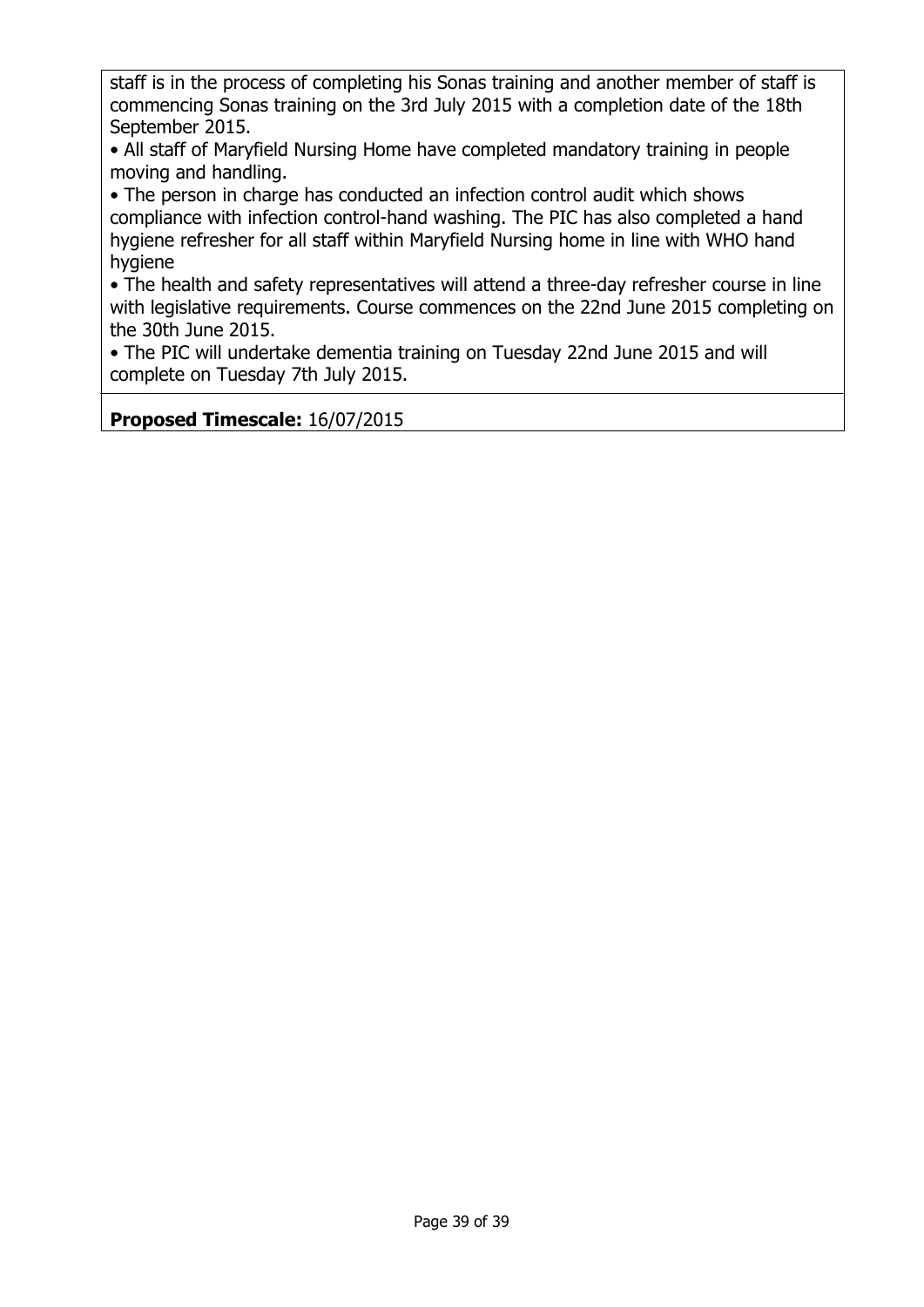staff is in the process of completing his Sonas training and another member of staff is commencing Sonas training on the 3rd July 2015 with a completion date of the 18th September 2015.

- All staff of Maryfield Nursing Home have completed mandatory training in people moving and handling.
- The person in charge has conducted an infection control audit which shows compliance with infection control-hand washing. The PIC has also completed a hand hygiene refresher for all staff within Maryfield Nursing home in line with WHO hand hygiene
- The health and safety representatives will attend a three-day refresher course in line with legislative requirements. Course commences on the 22nd June 2015 completing on the 30th June 2015.
- The PIC will undertake dementia training on Tuesday 22nd June 2015 and will complete on Tuesday 7th July 2015.

**Proposed Timescale:** 16/07/2015